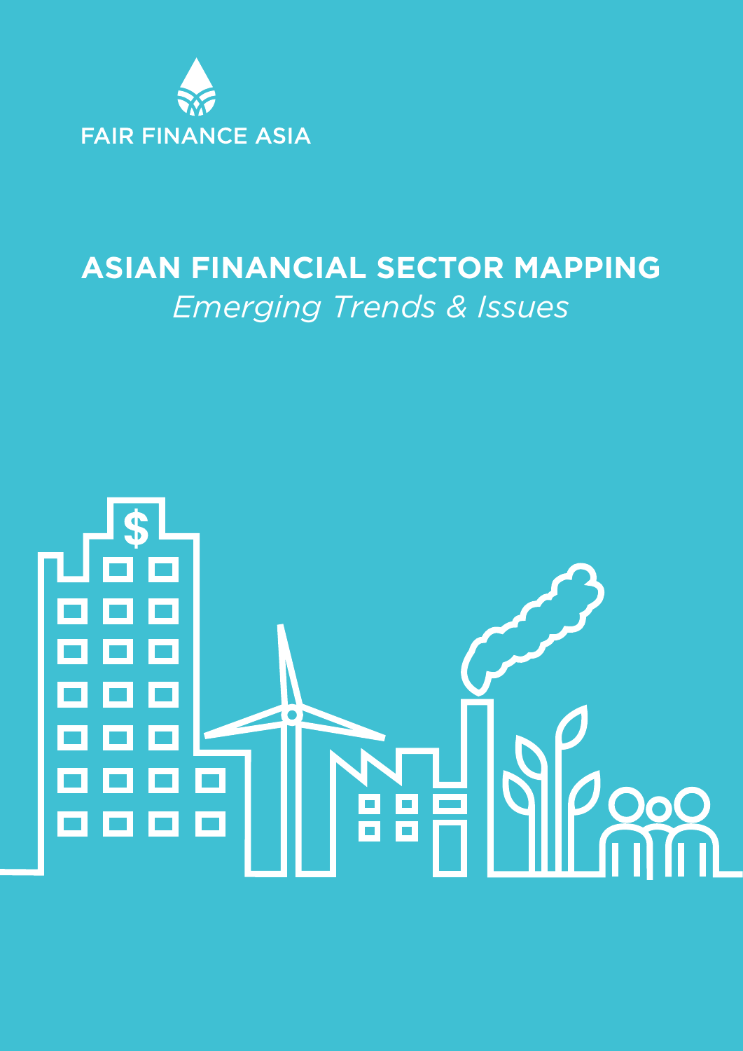FAIR FINANCE ASIA

# ASIAN FINANCIAL SECTOR MAPPING

*Emerging Trends & Issues*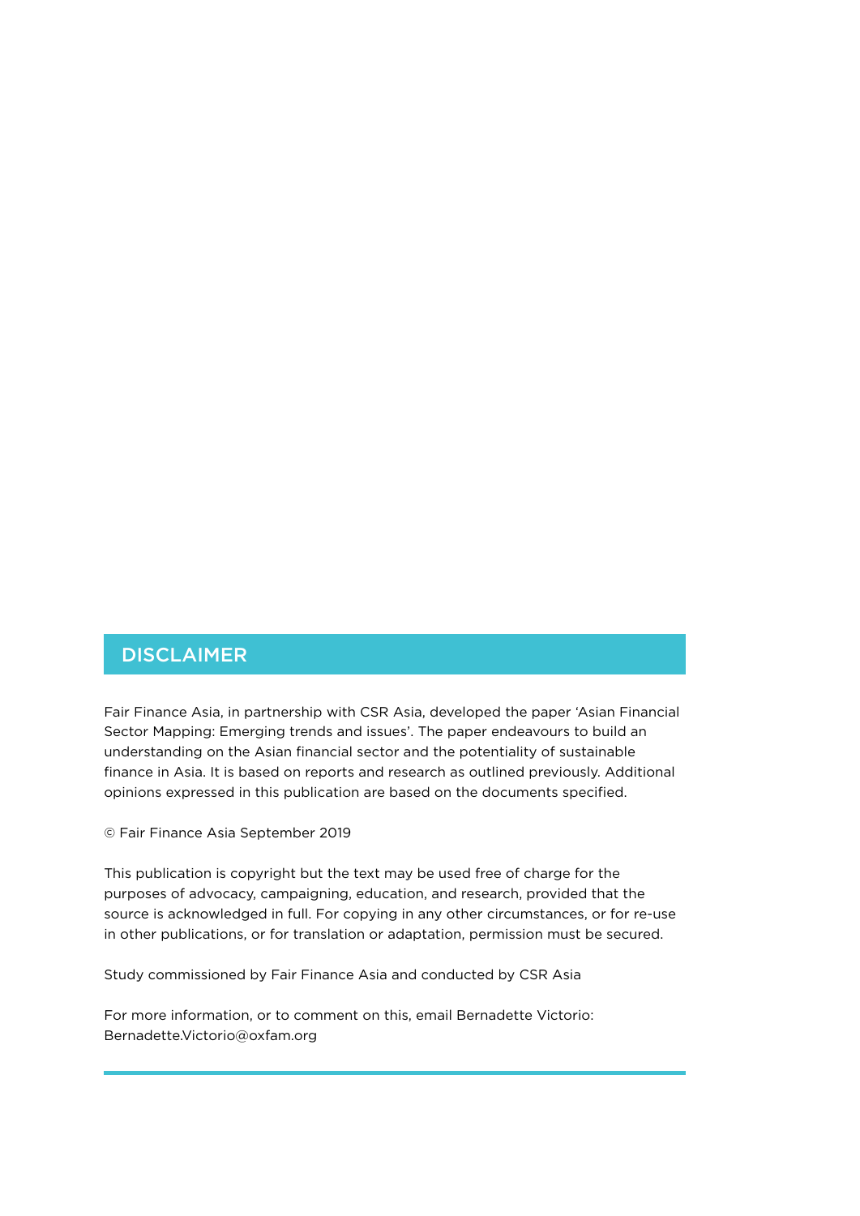## DISCLAIMER

Fair Finance Asia, in partnership with CSR Asia, developed the paper 'Asian Financial Sector Mapping: Emerging trends and issues'. The paper endeavours to build an understanding on the Asian financial sector and the potentiality of sustainable finance in Asia. It is based on reports and research as outlined previously. Additional opinions expressed in this publication are based on the documents specified.

© Fair Finance Asia September 2019

This publication is copyright but the text may be used free of charge for the purposes of advocacy, campaigning, education, and research, provided that the source is acknowledged in full. For copying in any other circumstances, or for re-use in other publications, or for translation or adaptation, permission must be secured.

Study commissioned by Fair Finance Asia and conducted by CSR Asia

For more information, or to comment on this, email Bernadette Victorio: Bernadette.Victorio@oxfam.org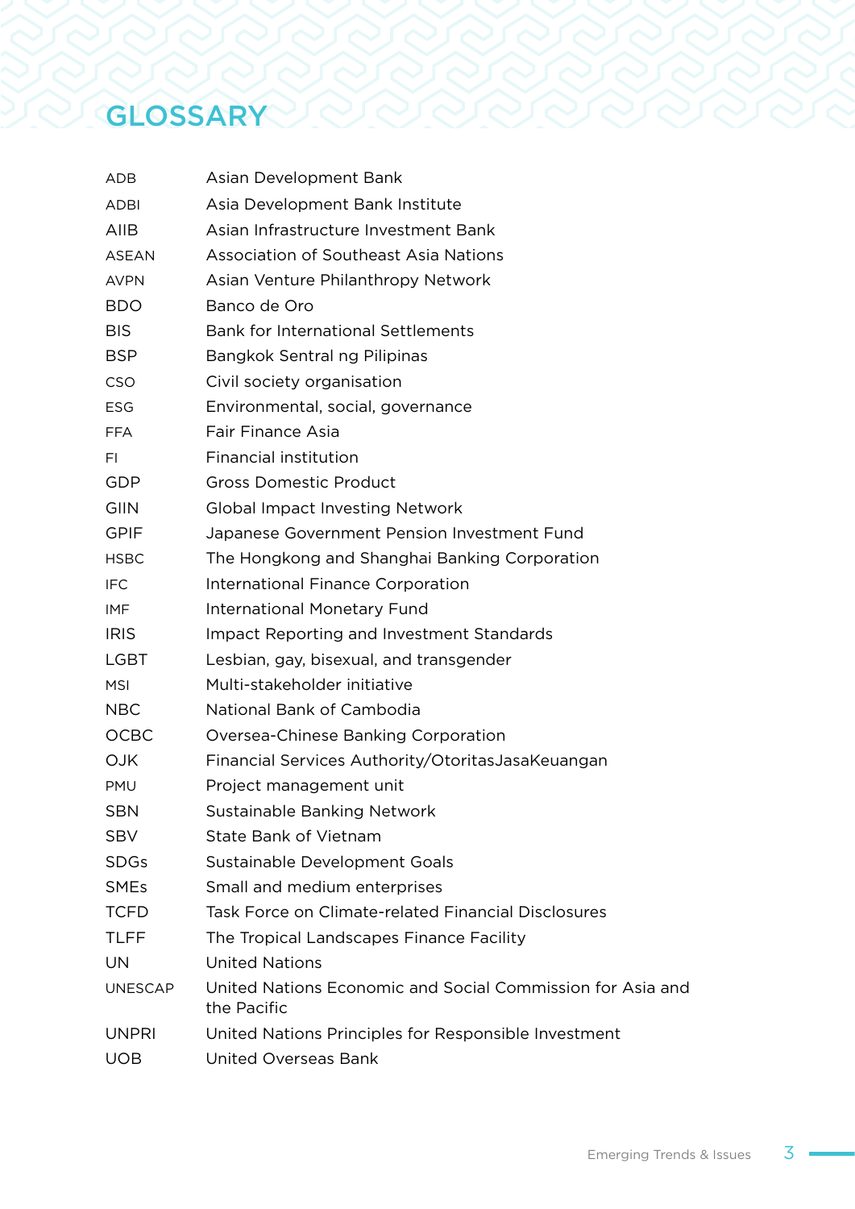# GLOSSARY

| | |
|---|---|
| ADB | Asian Development Bank |
| ADBI | Asia Development Bank Institute |
| AIIB | Asian Infrastructure Investment Bank |
| ASEAN | Association of Southeast Asia Nations |
| AVPN | Asian Venture Philanthropy Network |
| BDO | Banco de Oro |
| BIS | Bank for International Settlements |
| BSP | Bangkok Sentral ng Pilipinas |
| CSO | Civil society organisation |
| ESG | Environmental, social, governance |
| FFA | Fair Finance Asia |
| FI | Financial institution |
| GDP | Gross Domestic Product |
| GIIN | Global Impact Investing Network |
| GPIF | Japanese Government Pension Investment Fund |
| HSBC | The Hongkong and Shanghai Banking Corporation |
| IFC | International Finance Corporation |
| IMF | International Monetary Fund |
| IRIS | Impact Reporting and Investment Standards |
| LGBT | Lesbian, gay, bisexual, and transgender |
| MSI | Multi-stakeholder initiative |
| NBC | National Bank of Cambodia |
| OCBC | Oversea-Chinese Banking Corporation |
| OJK | Financial Services Authority/OtoritasJasaKeuangan |
| PMU | Project management unit |
| SBN | Sustainable Banking Network |
| SBV | State Bank of Vietnam |
| SDGs | Sustainable Development Goals |
| SMEs | Small and medium enterprises |
| TCFD | Task Force on Climate-related Financial Disclosures |
| TLFF | The Tropical Landscapes Finance Facility |
| UN | United Nations |
| UNESCAP | United Nations Economic and Social Commission for Asia and the Pacific |
| UNPRI | United Nations Principles for Responsible Investment |
| UOB | United Overseas Bank |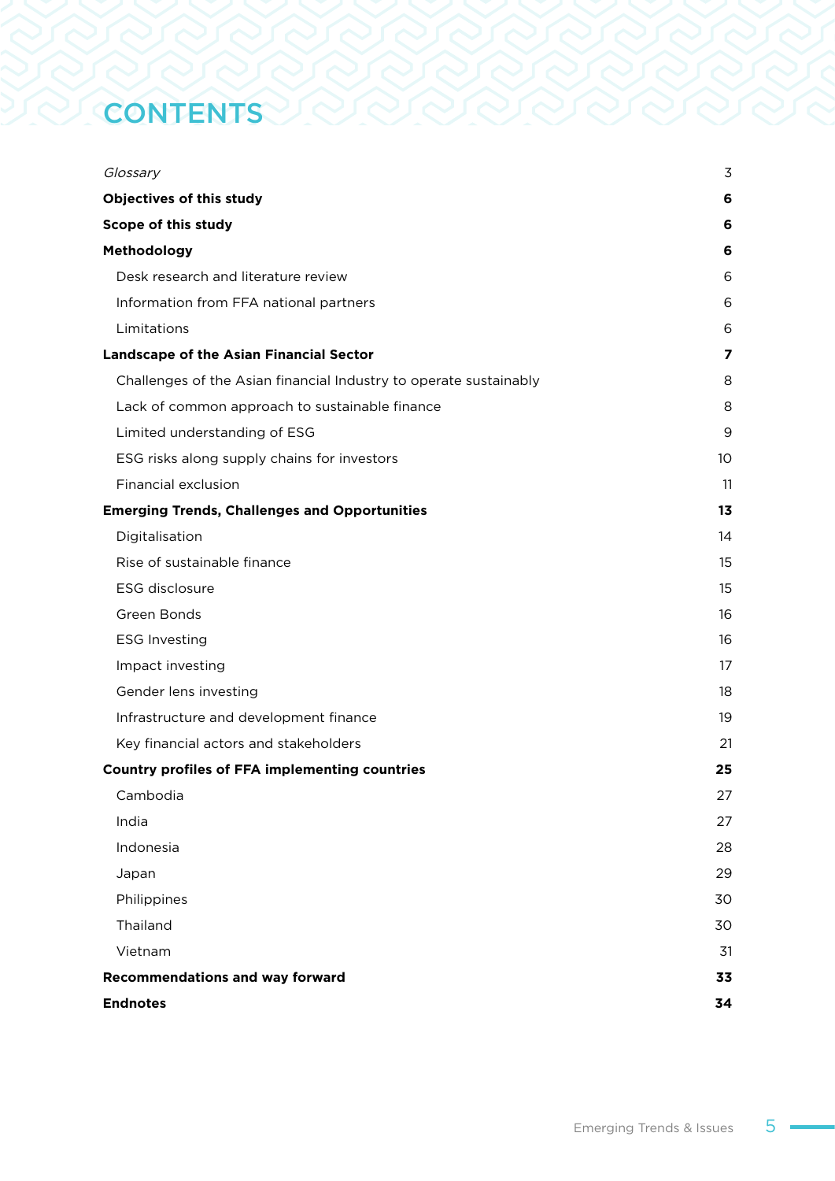# CONTENTS

| | |
|---|---|
| *Glossary* | 3 |
| **Objectives of this study** | **6** |
| **Scope of this study** | **6** |
| **Methodology** | **6** |
| Desk research and literature review | 6 |
| Information from FFA national partners | 6 |
| Limitations | 6 |
| **Landscape of the Asian Financial Sector** | **7** |
| Challenges of the Asian financial Industry to operate sustainably | 8 |
| Lack of common approach to sustainable finance | 8 |
| Limited understanding of ESG | 9 |
| ESG risks along supply chains for investors | 10 |
| Financial exclusion | 11 |
| **Emerging Trends, Challenges and Opportunities** | **13** |
| Digitalisation | 14 |
| Rise of sustainable finance | 15 |
| ESG disclosure | 15 |
| Green Bonds | 16 |
| ESG Investing | 16 |
| Impact investing | 17 |
| Gender lens investing | 18 |
| Infrastructure and development finance | 19 |
| Key financial actors and stakeholders | 21 |
| **Country profiles of FFA implementing countries** | **25** |
| Cambodia | 27 |
| India | 27 |
| Indonesia | 28 |
| Japan | 29 |
| Philippines | 30 |
| Thailand | 30 |
| Vietnam | 31 |
| **Recommendations and way forward** | **33** |
| **Endnotes** | **34** |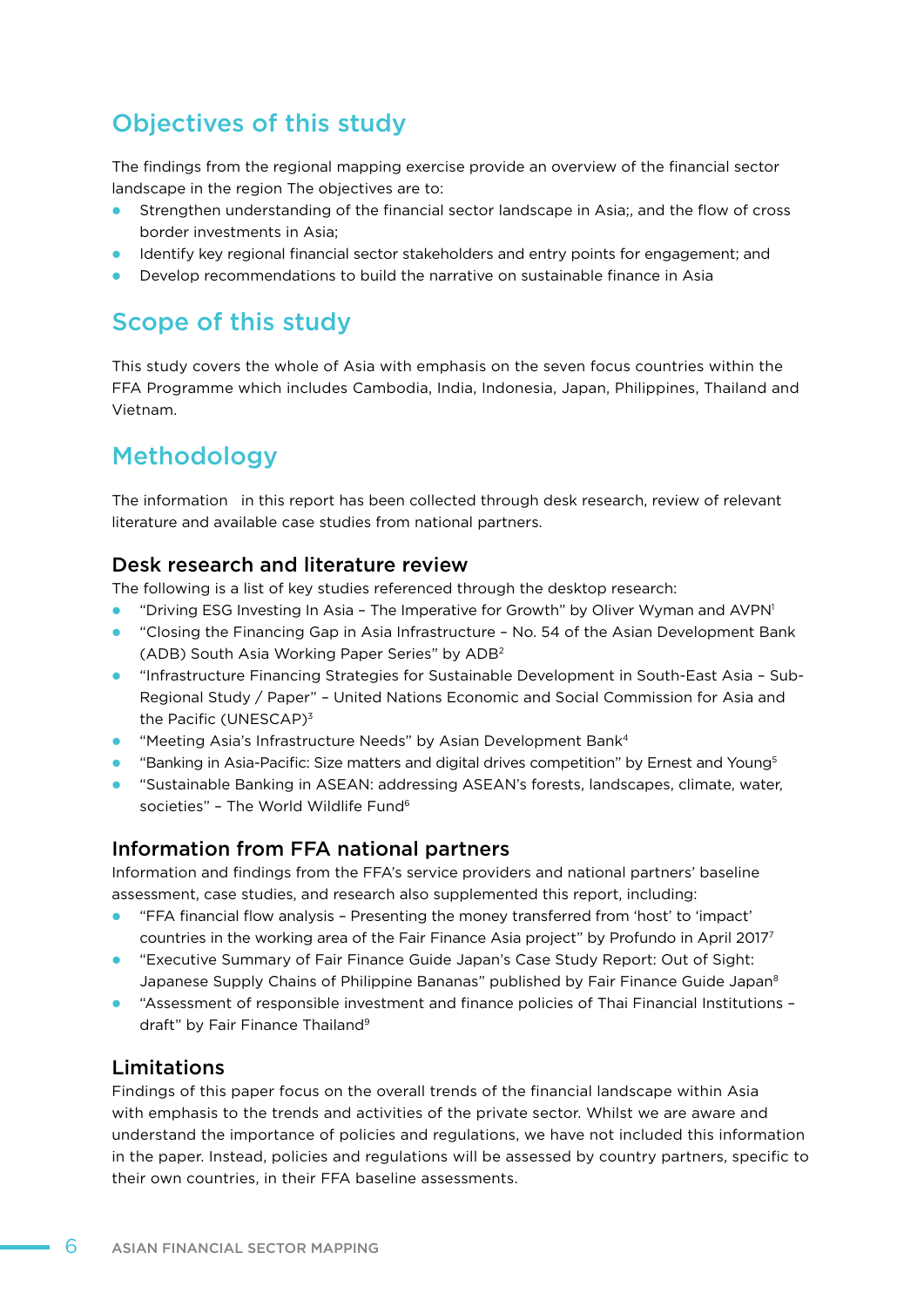## Objectives of this study

The findings from the regional mapping exercise provide an overview of the financial sector landscape in the region The objectives are to:

- Strengthen understanding of the financial sector landscape in Asia;, and the flow of cross border investments in Asia;
- Identify key regional financial sector stakeholders and entry points for engagement; and
- Develop recommendations to build the narrative on sustainable finance in Asia

## Scope of this study

This study covers the whole of Asia with emphasis on the seven focus countries within the FFA Programme which includes Cambodia, India, Indonesia, Japan, Philippines, Thailand and Vietnam.

## Methodology

The information in this report has been collected through desk research, review of relevant literature and available case studies from national partners.

### Desk research and literature review

The following is a list of key studies referenced through the desktop research:

- "Driving ESG Investing In Asia – The Imperative for Growth" by Oliver Wyman and AVPN[1]
- "Closing the Financing Gap in Asia Infrastructure – No. 54 of the Asian Development Bank (ADB) South Asia Working Paper Series" by ADB[2]
- "Infrastructure Financing Strategies for Sustainable Development in South-East Asia – Sub-Regional Study / Paper" – United Nations Economic and Social Commission for Asia and the Pacific (UNESCAP)[3]
- "Meeting Asia's Infrastructure Needs" by Asian Development Bank[4]
- "Banking in Asia-Pacific: Size matters and digital drives competition" by Ernest and Young[5]
- "Sustainable Banking in ASEAN: addressing ASEAN's forests, landscapes, climate, water, societies" – The World Wildlife Fund[6]

### Information from FFA national partners

Information and findings from the FFA's service providers and national partners' baseline assessment, case studies, and research also supplemented this report, including:

- "FFA financial flow analysis – Presenting the money transferred from 'host' to 'impact' countries in the working area of the Fair Finance Asia project" by Profundo in April 2017[7]
- "Executive Summary of Fair Finance Guide Japan's Case Study Report: Out of Sight: Japanese Supply Chains of Philippine Bananas" published by Fair Finance Guide Japan[8]
- "Assessment of responsible investment and finance policies of Thai Financial Institutions – draft" by Fair Finance Thailand[9]

### Limitations

Findings of this paper focus on the overall trends of the financial landscape within Asia with emphasis to the trends and activities of the private sector. Whilst we are aware and understand the importance of policies and regulations, we have not included this information in the paper. Instead, policies and regulations will be assessed by country partners, specific to their own countries, in their FFA baseline assessments.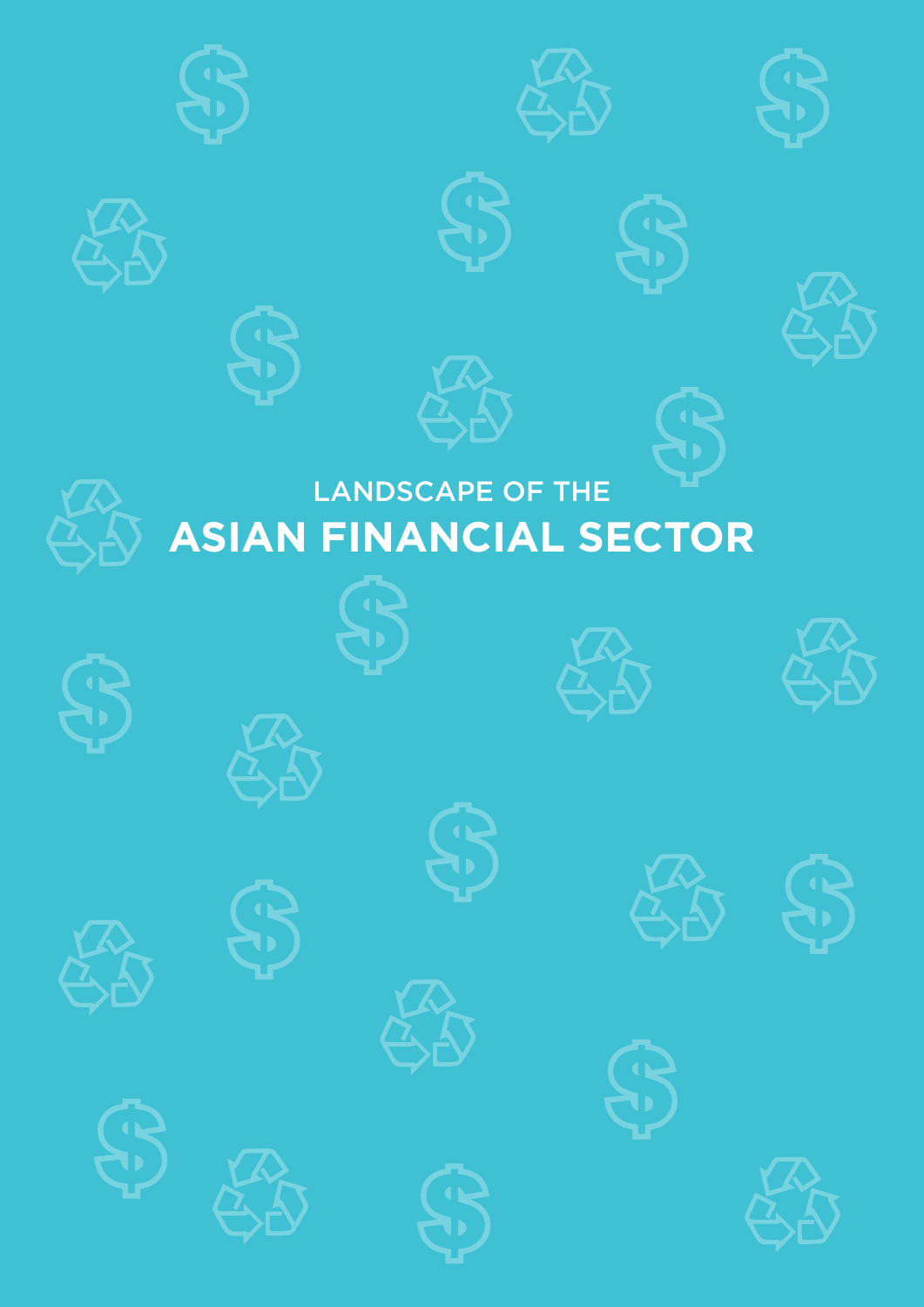# LANDSCAPE OF THE ASIAN FINANCIAL SECTOR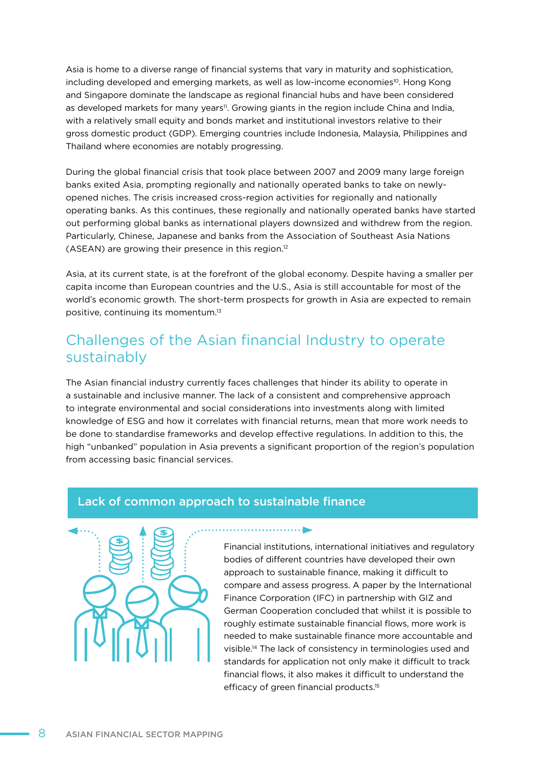Asia is home to a diverse range of financial systems that vary in maturity and sophistication, including developed and emerging markets, as well as low-income economies[10]. Hong Kong and Singapore dominate the landscape as regional financial hubs and have been considered as developed markets for many years[11]. Growing giants in the region include China and India, with a relatively small equity and bonds market and institutional investors relative to their gross domestic product (GDP). Emerging countries include Indonesia, Malaysia, Philippines and Thailand where economies are notably progressing.

During the global financial crisis that took place between 2007 and 2009 many large foreign banks exited Asia, prompting regionally and nationally operated banks to take on newly-opened niches. The crisis increased cross-region activities for regionally and nationally operating banks. As this continues, these regionally and nationally operated banks have started out performing global banks as international players downsized and withdrew from the region. Particularly, Chinese, Japanese and banks from the Association of Southeast Asia Nations (ASEAN) are growing their presence in this region.[12]

Asia, at its current state, is at the forefront of the global economy. Despite having a smaller per capita income than European countries and the U.S., Asia is still accountable for most of the world's economic growth. The short-term prospects for growth in Asia are expected to remain positive, continuing its momentum.[13]

## Challenges of the Asian financial Industry to operate sustainably

The Asian financial industry currently faces challenges that hinder its ability to operate in a sustainable and inclusive manner. The lack of a consistent and comprehensive approach to integrate environmental and social considerations into investments along with limited knowledge of ESG and how it correlates with financial returns, mean that more work needs to be done to standardise frameworks and develop effective regulations. In addition to this, the high "unbanked" population in Asia prevents a significant proportion of the region's population from accessing basic financial services.

### Lack of common approach to sustainable finance

Financial institutions, international initiatives and regulatory bodies of different countries have developed their own approach to sustainable finance, making it difficult to compare and assess progress. A paper by the International Finance Corporation (IFC) in partnership with GIZ and German Cooperation concluded that whilst it is possible to roughly estimate sustainable financial flows, more work is needed to make sustainable finance more accountable and visible.[14] The lack of consistency in terminologies used and standards for application not only make it difficult to track financial flows, it also makes it difficult to understand the efficacy of green financial products.[15]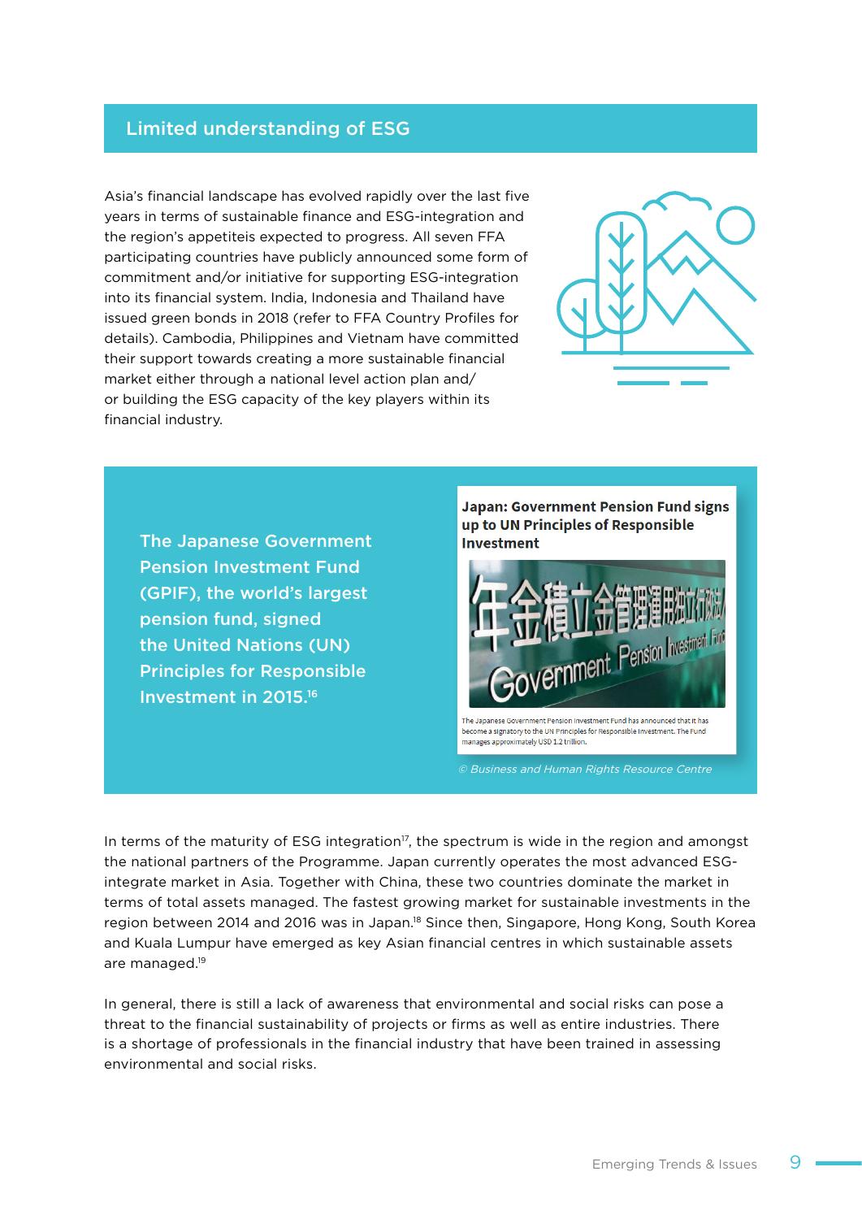## Limited understanding of ESG

Asia's financial landscape has evolved rapidly over the last five years in terms of sustainable finance and ESG-integration and the region's appetiteis expected to progress. All seven FFA participating countries have publicly announced some form of commitment and/or initiative for supporting ESG-integration into its financial system. India, Indonesia and Thailand have issued green bonds in 2018 (refer to FFA Country Profiles for details). Cambodia, Philippines and Vietnam have committed their support towards creating a more sustainable financial market either through a national level action plan and/ or building the ESG capacity of the key players within its financial industry.

**The Japanese Government Pension Investment Fund (GPIF), the world's largest pension fund, signed the United Nations (UN) Principles for Responsible Investment in 2015.[16]**

**Japan: Government Pension Fund signs up to UN Principles of Responsible Investment**

The Japanese Government Pension Investment Fund has announced that it has become a signatory to the UN Principles for Responsible Investment. The Fund manages approximately USD 1.2 trillion.

*© Business and Human Rights Resource Centre*

In terms of the maturity of ESG integration[17], the spectrum is wide in the region and amongst the national partners of the Programme. Japan currently operates the most advanced ESG-integrate market in Asia. Together with China, these two countries dominate the market in terms of total assets managed. The fastest growing market for sustainable investments in the region between 2014 and 2016 was in Japan.[18] Since then, Singapore, Hong Kong, South Korea and Kuala Lumpur have emerged as key Asian financial centres in which sustainable assets are managed.[19]

In general, there is still a lack of awareness that environmental and social risks can pose a threat to the financial sustainability of projects or firms as well as entire industries. There is a shortage of professionals in the financial industry that have been trained in assessing environmental and social risks.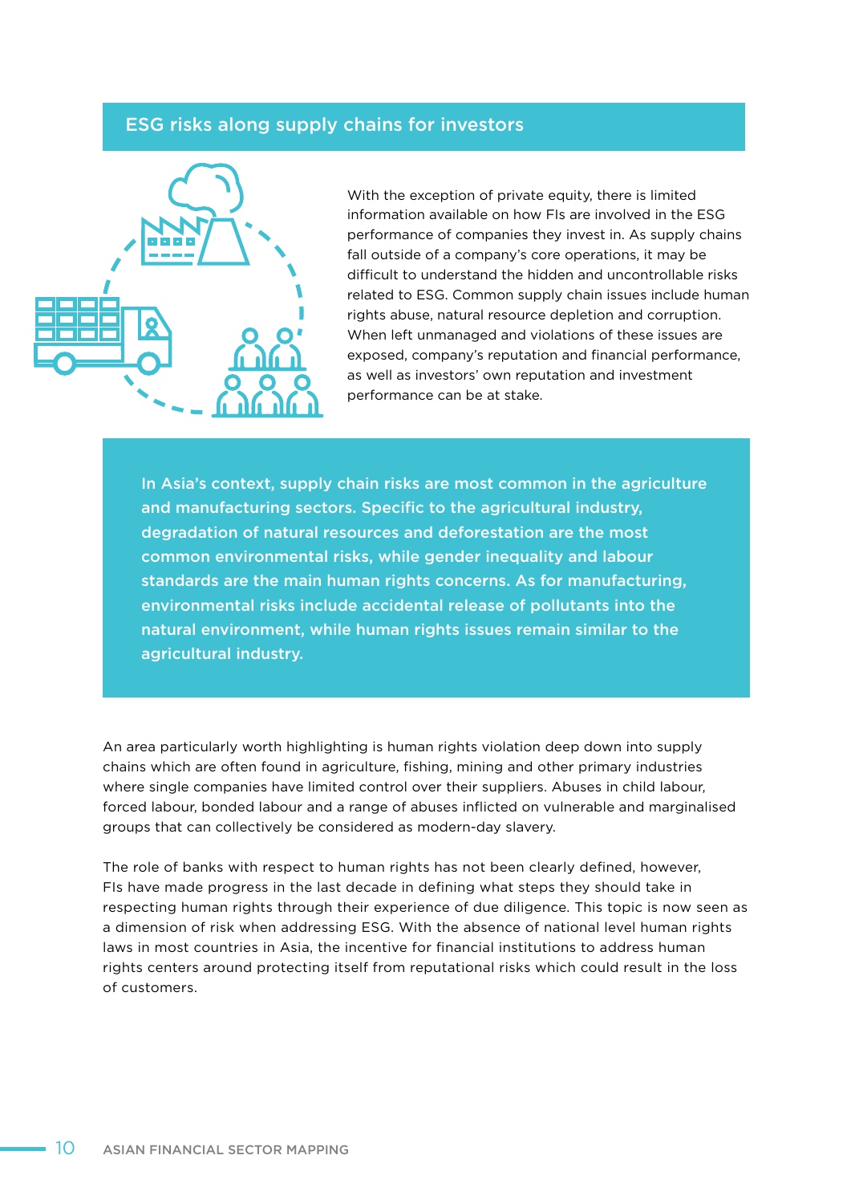## ESG risks along supply chains for investors

With the exception of private equity, there is limited information available on how FIs are involved in the ESG performance of companies they invest in. As supply chains fall outside of a company's core operations, it may be difficult to understand the hidden and uncontrollable risks related to ESG. Common supply chain issues include human rights abuse, natural resource depletion and corruption. When left unmanaged and violations of these issues are exposed, company's reputation and financial performance, as well as investors' own reputation and investment performance can be at stake.

**In Asia's context, supply chain risks are most common in the agriculture and manufacturing sectors. Specific to the agricultural industry, degradation of natural resources and deforestation are the most common environmental risks, while gender inequality and labour standards are the main human rights concerns. As for manufacturing, environmental risks include accidental release of pollutants into the natural environment, while human rights issues remain similar to the agricultural industry.**

An area particularly worth highlighting is human rights violation deep down into supply chains which are often found in agriculture, fishing, mining and other primary industries where single companies have limited control over their suppliers. Abuses in child labour, forced labour, bonded labour and a range of abuses inflicted on vulnerable and marginalised groups that can collectively be considered as modern-day slavery.

The role of banks with respect to human rights has not been clearly defined, however, FIs have made progress in the last decade in defining what steps they should take in respecting human rights through their experience of due diligence. This topic is now seen as a dimension of risk when addressing ESG. With the absence of national level human rights laws in most countries in Asia, the incentive for financial institutions to address human rights centers around protecting itself from reputational risks which could result in the loss of customers.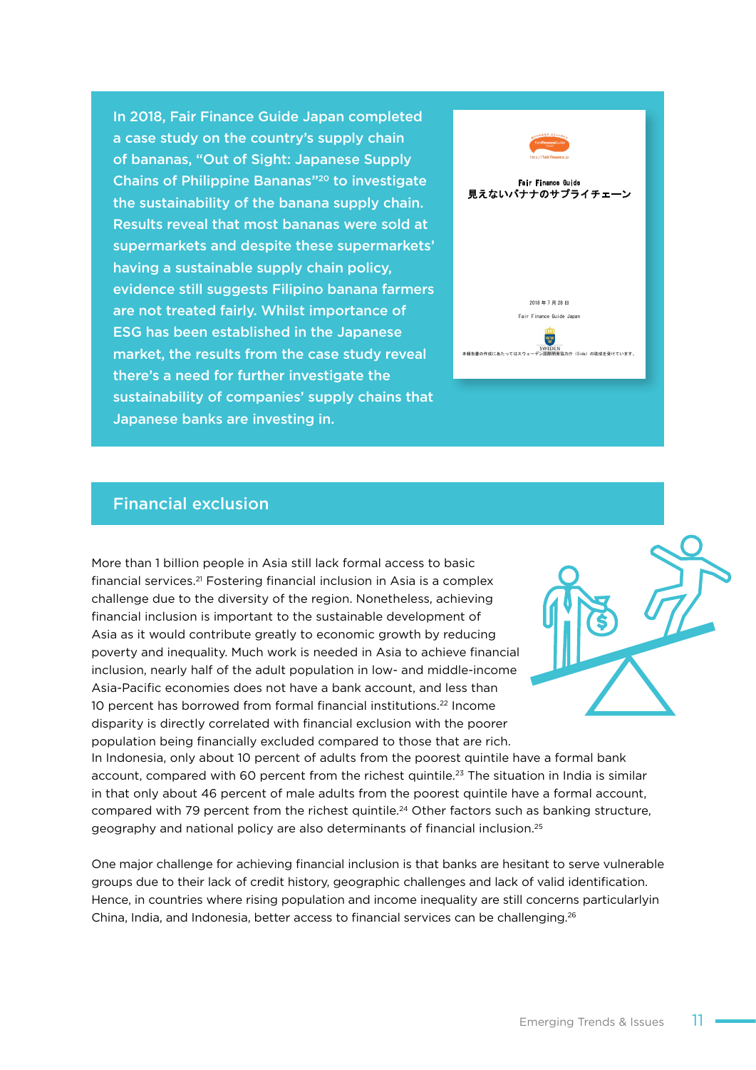In 2018, Fair Finance Guide Japan completed a case study on the country's supply chain of bananas, "Out of Sight: Japanese Supply Chains of Philippine Bananas"[20] to investigate the sustainability of the banana supply chain. Results reveal that most bananas were sold at supermarkets and despite these supermarkets' having a sustainable supply chain policy, evidence still suggests Filipino banana farmers are not treated fairly. Whilst importance of ESG has been established in the Japanese market, the results from the case study reveal there's a need for further investigate the sustainability of companies' supply chains that Japanese banks are investing in.

## Financial exclusion

More than 1 billion people in Asia still lack formal access to basic financial services.[21] Fostering financial inclusion in Asia is a complex challenge due to the diversity of the region. Nonetheless, achieving financial inclusion is important to the sustainable development of Asia as it would contribute greatly to economic growth by reducing poverty and inequality. Much work is needed in Asia to achieve financial inclusion, nearly half of the adult population in low- and middle-income Asia-Pacific economies does not have a bank account, and less than 10 percent has borrowed from formal financial institutions.[22] Income disparity is directly correlated with financial exclusion with the poorer population being financially excluded compared to those that are rich. In Indonesia, only about 10 percent of adults from the poorest quintile have a formal bank account, compared with 60 percent from the richest quintile.[23] The situation in India is similar in that only about 46 percent of male adults from the poorest quintile have a formal account, compared with 79 percent from the richest quintile.[24] Other factors such as banking structure, geography and national policy are also determinants of financial inclusion.[25]

One major challenge for achieving financial inclusion is that banks are hesitant to serve vulnerable groups due to their lack of credit history, geographic challenges and lack of valid identification. Hence, in countries where rising population and income inequality are still concerns particularlyin China, India, and Indonesia, better access to financial services can be challenging.[26]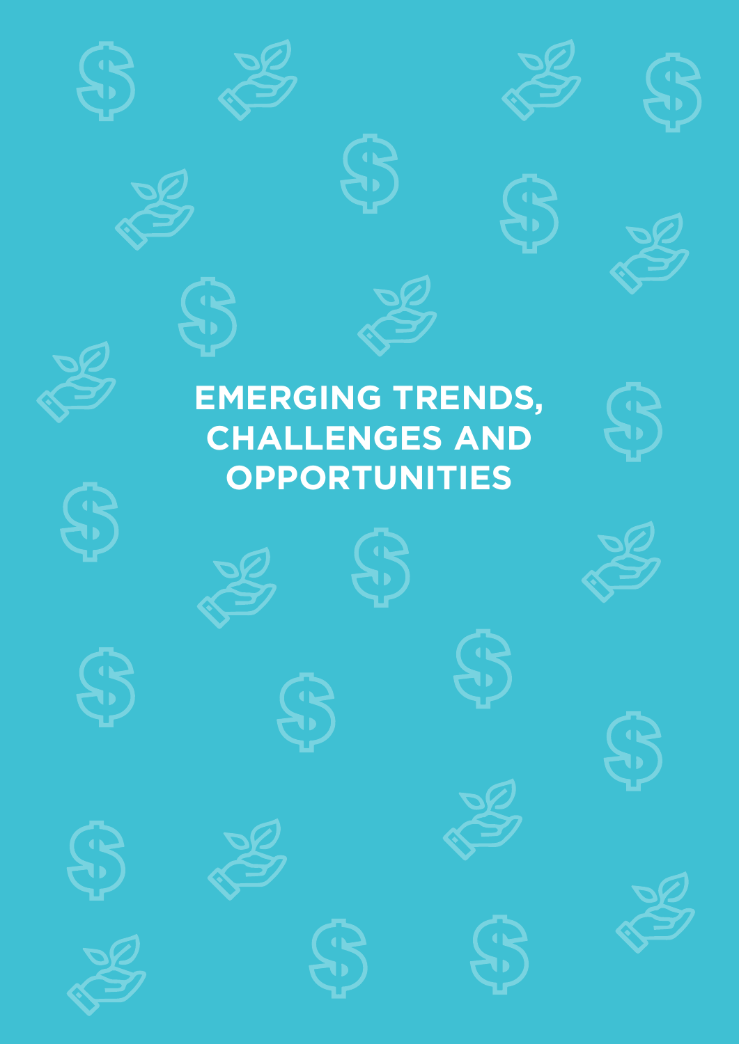# EMERGING TRENDS, CHALLENGES AND OPPORTUNITIES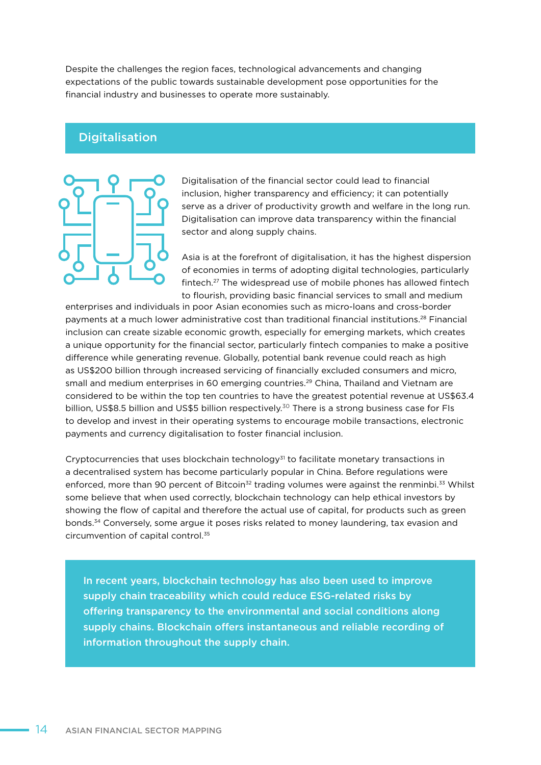Despite the challenges the region faces, technological advancements and changing expectations of the public towards sustainable development pose opportunities for the financial industry and businesses to operate more sustainably.

## Digitalisation

Digitalisation of the financial sector could lead to financial inclusion, higher transparency and efficiency; it can potentially serve as a driver of productivity growth and welfare in the long run. Digitalisation can improve data transparency within the financial sector and along supply chains.

Asia is at the forefront of digitalisation, it has the highest dispersion of economies in terms of adopting digital technologies, particularly fintech.[27] The widespread use of mobile phones has allowed fintech to flourish, providing basic financial services to small and medium enterprises and individuals in poor Asian economies such as micro-loans and cross-border payments at a much lower administrative cost than traditional financial institutions.[28] Financial inclusion can create sizable economic growth, especially for emerging markets, which creates a unique opportunity for the financial sector, particularly fintech companies to make a positive difference while generating revenue. Globally, potential bank revenue could reach as high as US$200 billion through increased servicing of financially excluded consumers and micro, small and medium enterprises in 60 emerging countries.[29] China, Thailand and Vietnam are considered to be within the top ten countries to have the greatest potential revenue at US$63.4 billion, US$8.5 billion and US$5 billion respectively.[30] There is a strong business case for FIs to develop and invest in their operating systems to encourage mobile transactions, electronic payments and currency digitalisation to foster financial inclusion.

Cryptocurrencies that uses blockchain technology[31] to facilitate monetary transactions in a decentralised system has become particularly popular in China. Before regulations were enforced, more than 90 percent of Bitcoin[32] trading volumes were against the renminbi.[33] Whilst some believe that when used correctly, blockchain technology can help ethical investors by showing the flow of capital and therefore the actual use of capital, for products such as green bonds.[34] Conversely, some argue it poses risks related to money laundering, tax evasion and circumvention of capital control.[35]

**In recent years, blockchain technology has also been used to improve supply chain traceability which could reduce ESG-related risks by offering transparency to the environmental and social conditions along supply chains. Blockchain offers instantaneous and reliable recording of information throughout the supply chain.**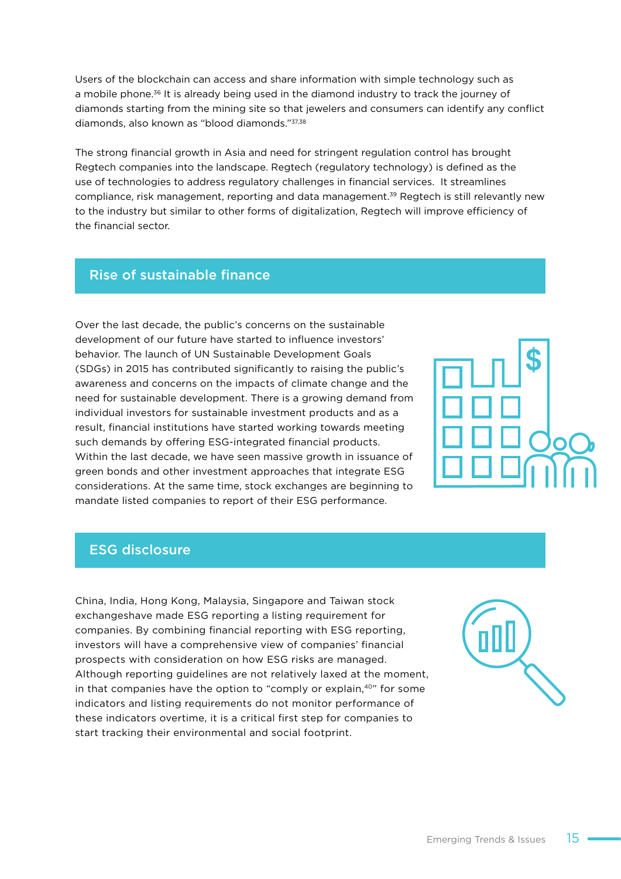Users of the blockchain can access and share information with simple technology such as a mobile phone.[36] It is already being used in the diamond industry to track the journey of diamonds starting from the mining site so that jewelers and consumers can identify any conflict diamonds, also known as "blood diamonds."[37,38]

The strong financial growth in Asia and need for stringent regulation control has brought Regtech companies into the landscape. Regtech (regulatory technology) is defined as the use of technologies to address regulatory challenges in financial services. It streamlines compliance, risk management, reporting and data management.[39] Regtech is still relevantly new to the industry but similar to other forms of digitalization, Regtech will improve efficiency of the financial sector.

## Rise of sustainable finance

Over the last decade, the public's concerns on the sustainable development of our future have started to influence investors' behavior. The launch of UN Sustainable Development Goals (SDGs) in 2015 has contributed significantly to raising the public's awareness and concerns on the impacts of climate change and the need for sustainable development. There is a growing demand from individual investors for sustainable investment products and as a result, financial institutions have started working towards meeting such demands by offering ESG-integrated financial products. Within the last decade, we have seen massive growth in issuance of green bonds and other investment approaches that integrate ESG considerations. At the same time, stock exchanges are beginning to mandate listed companies to report of their ESG performance.

## ESG disclosure

China, India, Hong Kong, Malaysia, Singapore and Taiwan stock exchangeshave made ESG reporting a listing requirement for companies. By combining financial reporting with ESG reporting, investors will have a comprehensive view of companies' financial prospects with consideration on how ESG risks are managed. Although reporting guidelines are not relatively laxed at the moment, in that companies have the option to "comply or explain,[40]" for some indicators and listing requirements do not monitor performance of these indicators overtime, it is a critical first step for companies to start tracking their environmental and social footprint.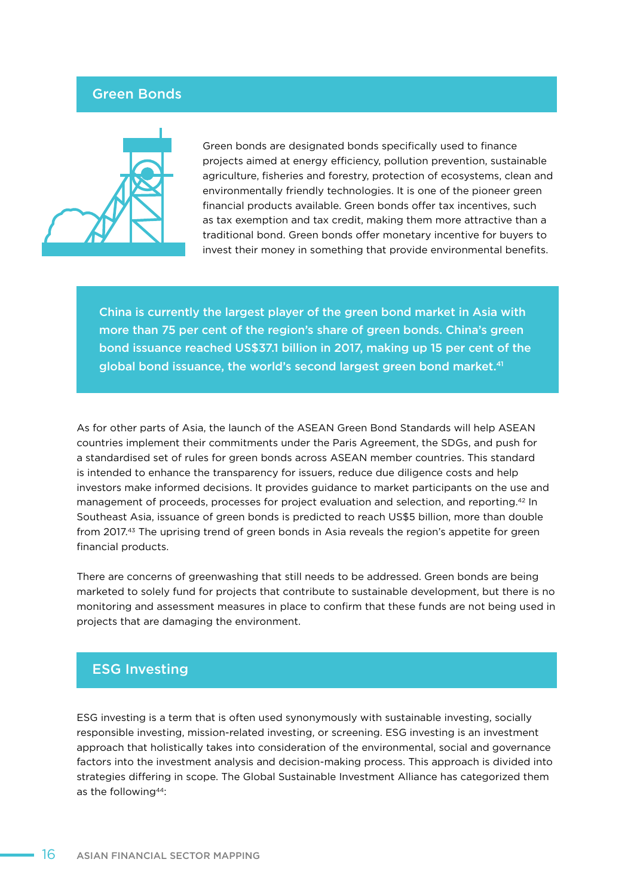## Green Bonds

Green bonds are designated bonds specifically used to finance projects aimed at energy efficiency, pollution prevention, sustainable agriculture, fisheries and forestry, protection of ecosystems, clean and environmentally friendly technologies. It is one of the pioneer green financial products available. Green bonds offer tax incentives, such as tax exemption and tax credit, making them more attractive than a traditional bond. Green bonds offer monetary incentive for buyers to invest their money in something that provide environmental benefits.

**China is currently the largest player of the green bond market in Asia with more than 75 per cent of the region's share of green bonds. China's green bond issuance reached US$37.1 billion in 2017, making up 15 per cent of the global bond issuance, the world's second largest green bond market.[41]**

As for other parts of Asia, the launch of the ASEAN Green Bond Standards will help ASEAN countries implement their commitments under the Paris Agreement, the SDGs, and push for a standardised set of rules for green bonds across ASEAN member countries. This standard is intended to enhance the transparency for issuers, reduce due diligence costs and help investors make informed decisions. It provides guidance to market participants on the use and management of proceeds, processes for project evaluation and selection, and reporting.[42] In Southeast Asia, issuance of green bonds is predicted to reach US$5 billion, more than double from 2017.[43] The uprising trend of green bonds in Asia reveals the region's appetite for green financial products.

There are concerns of greenwashing that still needs to be addressed. Green bonds are being marketed to solely fund for projects that contribute to sustainable development, but there is no monitoring and assessment measures in place to confirm that these funds are not being used in projects that are damaging the environment.

## ESG Investing

ESG investing is a term that is often used synonymously with sustainable investing, socially responsible investing, mission-related investing, or screening. ESG investing is an investment approach that holistically takes into consideration of the environmental, social and governance factors into the investment analysis and decision-making process. This approach is divided into strategies differing in scope. The Global Sustainable Investment Alliance has categorized them as the following[44]: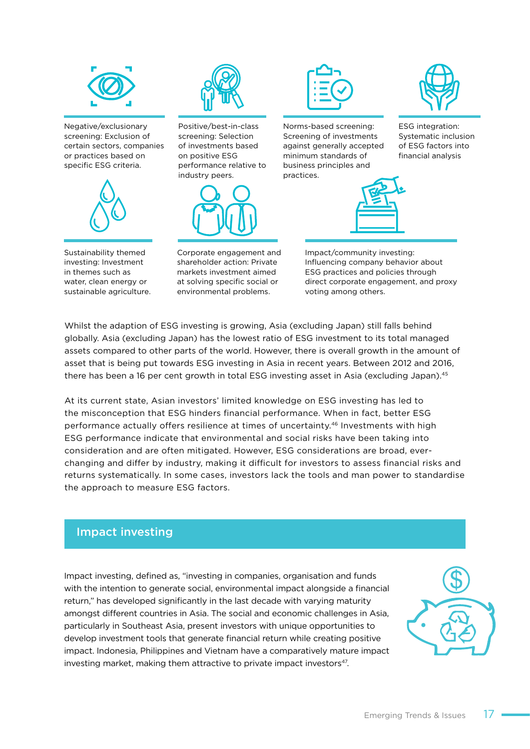Negative/exclusionary screening: Exclusion of certain sectors, companies or practices based on specific ESG criteria.

Positive/best-in-class screening: Selection of investments based on positive ESG performance relative to industry peers.

Norms-based screening: Screening of investments against generally accepted minimum standards of business principles and practices.

ESG integration: Systematic inclusion of ESG factors into financial analysis

Sustainability themed investing: Investment in themes such as water, clean energy or sustainable agriculture.

Corporate engagement and shareholder action: Private markets investment aimed at solving specific social or environmental problems.

Impact/community investing: Influencing company behavior about ESG practices and policies through direct corporate engagement, and proxy voting among others.

Whilst the adaption of ESG investing is growing, Asia (excluding Japan) still falls behind globally. Asia (excluding Japan) has the lowest ratio of ESG investment to its total managed assets compared to other parts of the world. However, there is overall growth in the amount of asset that is being put towards ESG investing in Asia in recent years. Between 2012 and 2016, there has been a 16 per cent growth in total ESG investing asset in Asia (excluding Japan).[45]

At its current state, Asian investors' limited knowledge on ESG investing has led to the misconception that ESG hinders financial performance. When in fact, better ESG performance actually offers resilience at times of uncertainty.[46] Investments with high ESG performance indicate that environmental and social risks have been taking into consideration and are often mitigated. However, ESG considerations are broad, ever-changing and differ by industry, making it difficult for investors to assess financial risks and returns systematically. In some cases, investors lack the tools and man power to standardise the approach to measure ESG factors.

## Impact investing

Impact investing, defined as, "investing in companies, organisation and funds with the intention to generate social, environmental impact alongside a financial return," has developed significantly in the last decade with varying maturity amongst different countries in Asia. The social and economic challenges in Asia, particularly in Southeast Asia, present investors with unique opportunities to develop investment tools that generate financial return while creating positive impact. Indonesia, Philippines and Vietnam have a comparatively mature impact investing market, making them attractive to private impact investors[47].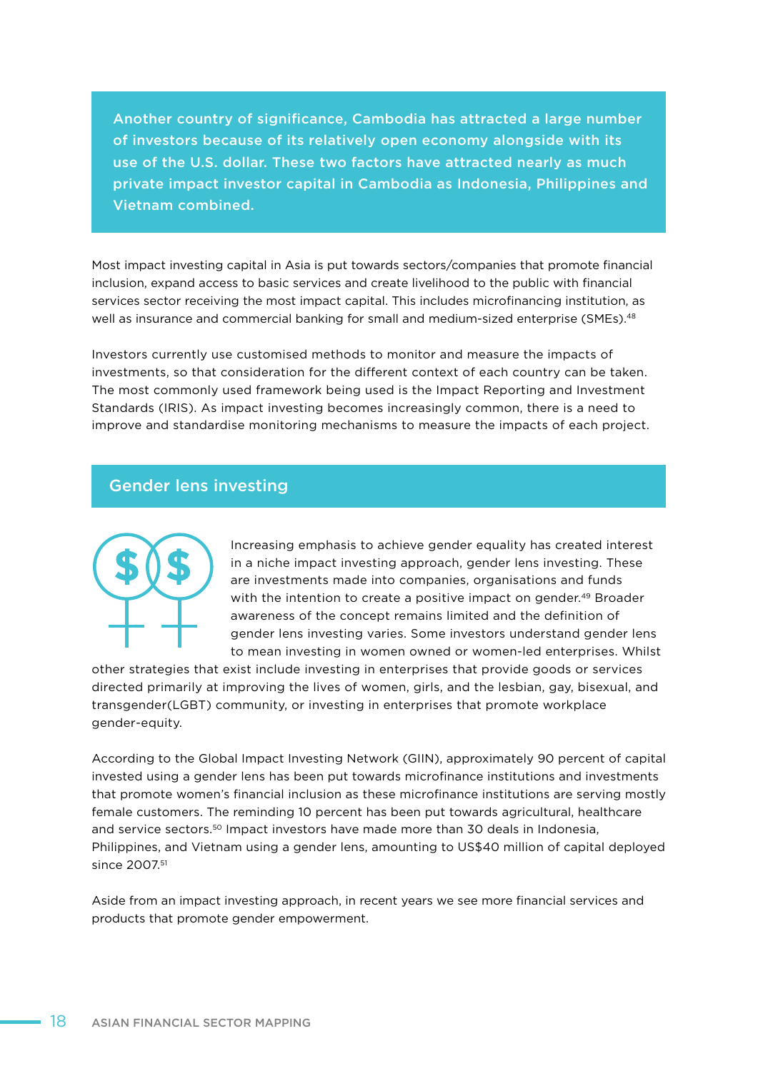**Another country of significance, Cambodia has attracted a large number of investors because of its relatively open economy alongside with its use of the U.S. dollar. These two factors have attracted nearly as much private impact investor capital in Cambodia as Indonesia, Philippines and Vietnam combined.**

Most impact investing capital in Asia is put towards sectors/companies that promote financial inclusion, expand access to basic services and create livelihood to the public with financial services sector receiving the most impact capital. This includes microfinancing institution, as well as insurance and commercial banking for small and medium-sized enterprise (SMEs).[48]

Investors currently use customised methods to monitor and measure the impacts of investments, so that consideration for the different context of each country can be taken. The most commonly used framework being used is the Impact Reporting and Investment Standards (IRIS). As impact investing becomes increasingly common, there is a need to improve and standardise monitoring mechanisms to measure the impacts of each project.

## Gender lens investing

Increasing emphasis to achieve gender equality has created interest in a niche impact investing approach, gender lens investing. These are investments made into companies, organisations and funds with the intention to create a positive impact on gender.[49] Broader awareness of the concept remains limited and the definition of gender lens investing varies. Some investors understand gender lens to mean investing in women owned or women-led enterprises. Whilst other strategies that exist include investing in enterprises that provide goods or services directed primarily at improving the lives of women, girls, and the lesbian, gay, bisexual, and transgender(LGBT) community, or investing in enterprises that promote workplace gender-equity.

According to the Global Impact Investing Network (GIIN), approximately 90 percent of capital invested using a gender lens has been put towards microfinance institutions and investments that promote women's financial inclusion as these microfinance institutions are serving mostly female customers. The reminding 10 percent has been put towards agricultural, healthcare and service sectors.[50] Impact investors have made more than 30 deals in Indonesia, Philippines, and Vietnam using a gender lens, amounting to US$40 million of capital deployed since 2007.[51]

Aside from an impact investing approach, in recent years we see more financial services and products that promote gender empowerment.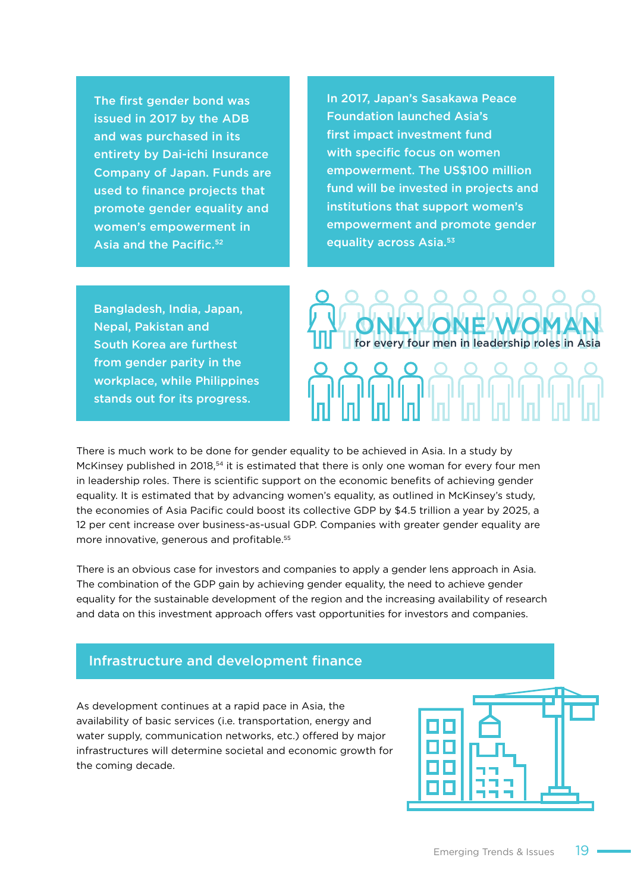The first gender bond was issued in 2017 by the ADB and was purchased in its entirety by Dai-ichi Insurance Company of Japan. Funds are used to finance projects that promote gender equality and women's empowerment in Asia and the Pacific.[52]

In 2017, Japan's Sasakawa Peace Foundation launched Asia's first impact investment fund with specific focus on women empowerment. The US$100 million fund will be invested in projects and institutions that support women's empowerment and promote gender equality across Asia.[53]

Bangladesh, India, Japan, Nepal, Pakistan and South Korea are furthest from gender parity in the workplace, while Philippines stands out for its progress.

**ONLY ONE WOMAN**
for every four men in leadership roles in Asia

There is much work to be done for gender equality to be achieved in Asia. In a study by McKinsey published in 2018,[54] it is estimated that there is only one woman for every four men in leadership roles. There is scientific support on the economic benefits of achieving gender equality. It is estimated that by advancing women's equality, as outlined in McKinsey's study, the economies of Asia Pacific could boost its collective GDP by $4.5 trillion a year by 2025, a 12 per cent increase over business-as-usual GDP. Companies with greater gender equality are more innovative, generous and profitable.[55]

There is an obvious case for investors and companies to apply a gender lens approach in Asia. The combination of the GDP gain by achieving gender equality, the need to achieve gender equality for the sustainable development of the region and the increasing availability of research and data on this investment approach offers vast opportunities for investors and companies.

## Infrastructure and development finance

As development continues at a rapid pace in Asia, the availability of basic services (i.e. transportation, energy and water supply, communication networks, etc.) offered by major infrastructures will determine societal and economic growth for the coming decade.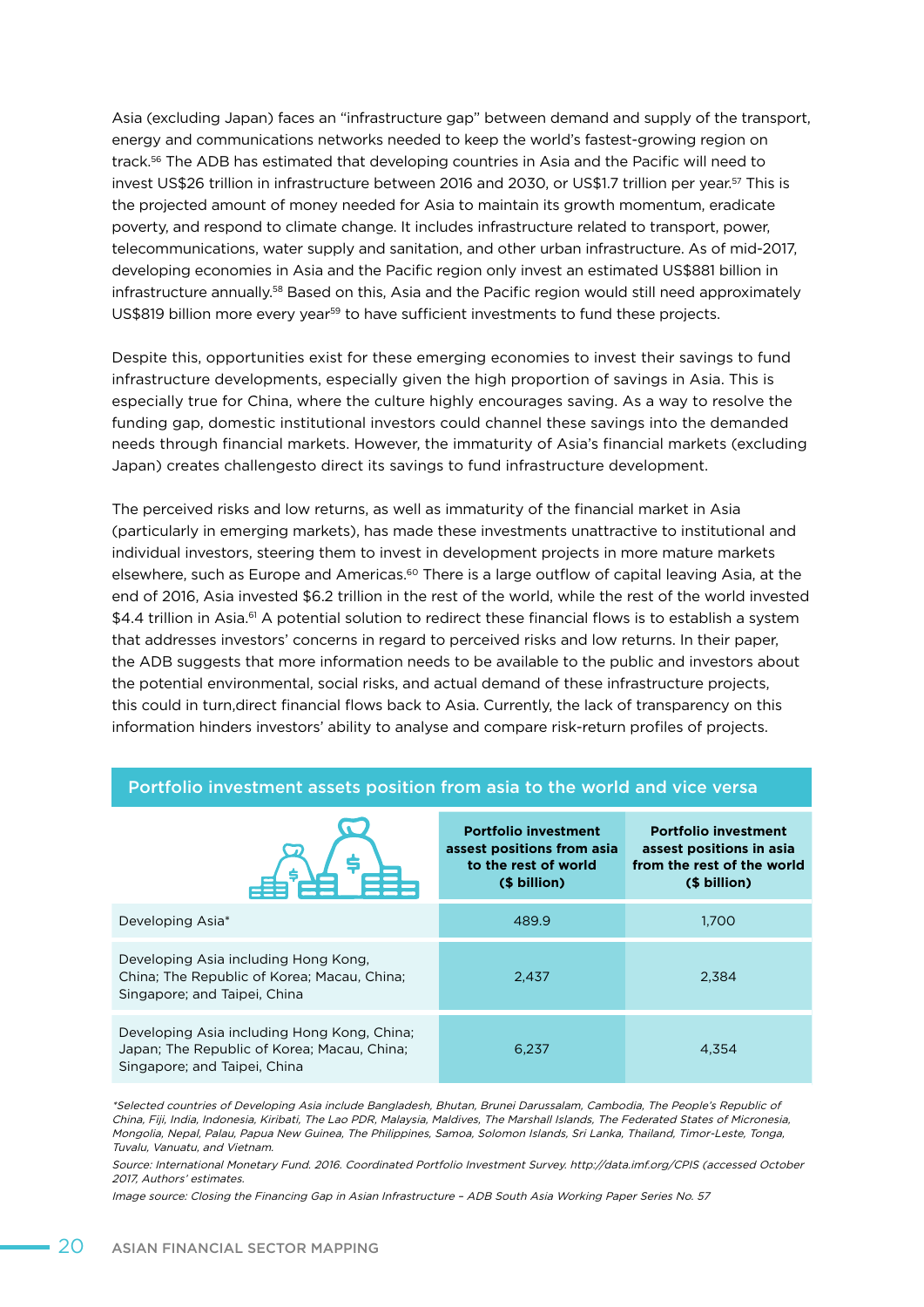Asia (excluding Japan) faces an "infrastructure gap" between demand and supply of the transport, energy and communications networks needed to keep the world's fastest-growing region on track.[56] The ADB has estimated that developing countries in Asia and the Pacific will need to invest US$26 trillion in infrastructure between 2016 and 2030, or US$1.7 trillion per year.[57] This is the projected amount of money needed for Asia to maintain its growth momentum, eradicate poverty, and respond to climate change. It includes infrastructure related to transport, power, telecommunications, water supply and sanitation, and other urban infrastructure. As of mid-2017, developing economies in Asia and the Pacific region only invest an estimated US$881 billion in infrastructure annually.[58] Based on this, Asia and the Pacific region would still need approximately US$819 billion more every year[59] to have sufficient investments to fund these projects.

Despite this, opportunities exist for these emerging economies to invest their savings to fund infrastructure developments, especially given the high proportion of savings in Asia. This is especially true for China, where the culture highly encourages saving. As a way to resolve the funding gap, domestic institutional investors could channel these savings into the demanded needs through financial markets. However, the immaturity of Asia's financial markets (excluding Japan) creates challengesto direct its savings to fund infrastructure development.

The perceived risks and low returns, as well as immaturity of the financial market in Asia (particularly in emerging markets), has made these investments unattractive to institutional and individual investors, steering them to invest in development projects in more mature markets elsewhere, such as Europe and Americas.[60] There is a large outflow of capital leaving Asia, at the end of 2016, Asia invested $6.2 trillion in the rest of the world, while the rest of the world invested $4.4 trillion in Asia.[61] A potential solution to redirect these financial flows is to establish a system that addresses investors' concerns in regard to perceived risks and low returns. In their paper, the ADB suggests that more information needs to be available to the public and investors about the potential environmental, social risks, and actual demand of these infrastructure projects, this could in turn,direct financial flows back to Asia. Currently, the lack of transparency on this information hinders investors' ability to analyse and compare risk-return profiles of projects.

**Portfolio investment assets position from asia to the world and vice versa**

| | Portfolio investment assest positions from asia to the rest of world ($ billion) | Portfolio investment assest positions in asia from the rest of the world ($ billion) |
|---|---|---|
| Developing Asia* | 489.9 | 1,700 |
| Developing Asia including Hong Kong, China; The Republic of Korea; Macau, China; Singapore; and Taipei, China | 2,437 | 2,384 |
| Developing Asia including Hong Kong, China; Japan; The Republic of Korea; Macau, China; Singapore; and Taipei, China | 6,237 | 4,354 |

*\*Selected countries of Developing Asia include Bangladesh, Bhutan, Brunei Darussalam, Cambodia, The People's Republic of China, Fiji, India, Indonesia, Kiribati, The Lao PDR, Malaysia, Maldives, The Marshall Islands, The Federated States of Micronesia, Mongolia, Nepal, Palau, Papua New Guinea, The Philippines, Samoa, Solomon Islands, Sri Lanka, Thailand, Timor-Leste, Tonga, Tuvalu, Vanuatu, and Vietnam.*

*Source: International Monetary Fund. 2016. Coordinated Portfolio Investment Survey. http://data.imf.org/CPIS (accessed October 2017, Authors' estimates.*

*Image source: Closing the Financing Gap in Asian Infrastructure – ADB South Asia Working Paper Series No. 57*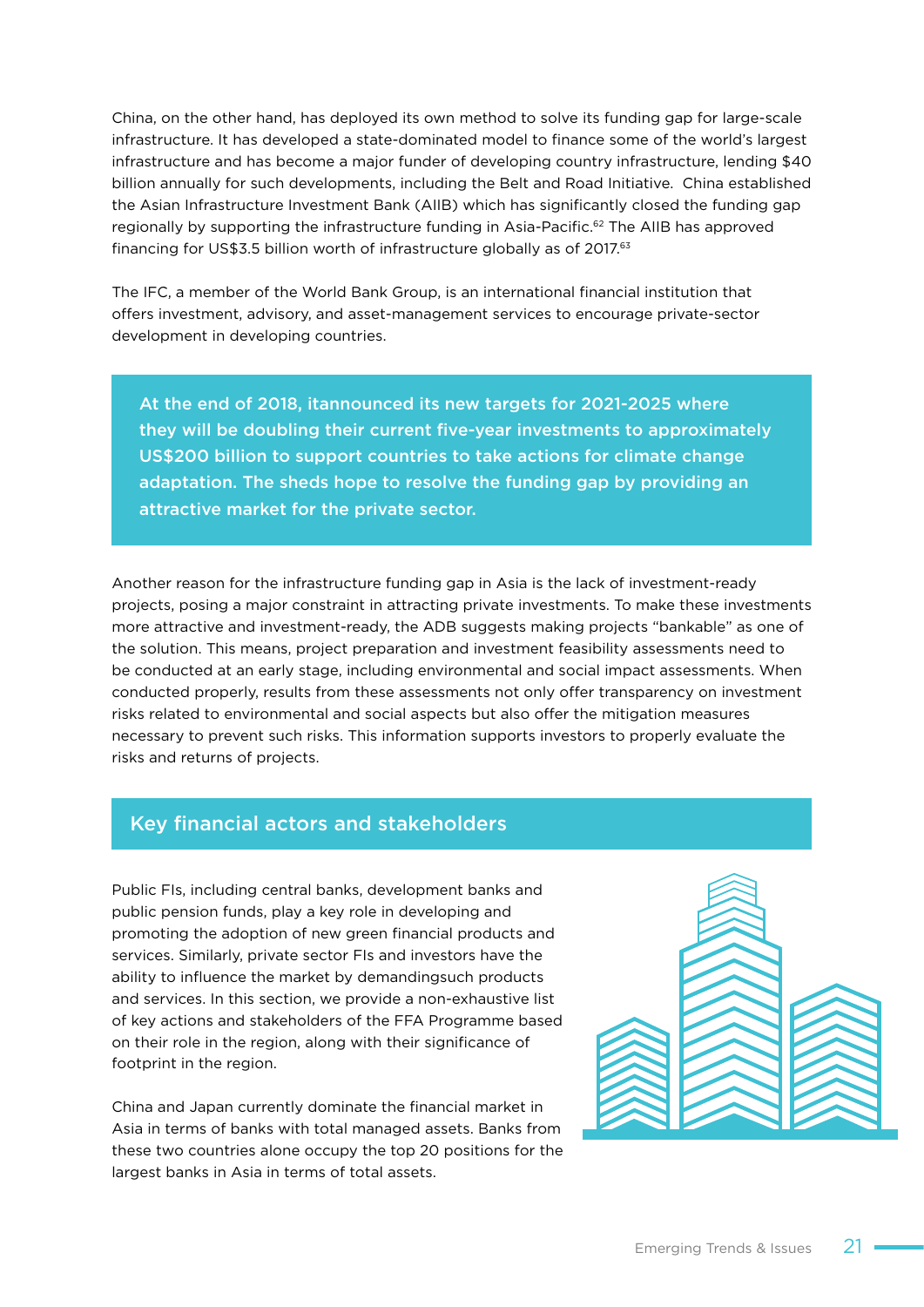China, on the other hand, has deployed its own method to solve its funding gap for large-scale infrastructure. It has developed a state-dominated model to finance some of the world's largest infrastructure and has become a major funder of developing country infrastructure, lending $40 billion annually for such developments, including the Belt and Road Initiative. China established the Asian Infrastructure Investment Bank (AIIB) which has significantly closed the funding gap regionally by supporting the infrastructure funding in Asia-Pacific.[62] The AIIB has approved financing for US$3.5 billion worth of infrastructure globally as of 2017.[63]

The IFC, a member of the World Bank Group, is an international financial institution that offers investment, advisory, and asset-management services to encourage private-sector development in developing countries.

> **At the end of 2018, itannounced its new targets for 2021-2025 where they will be doubling their current five-year investments to approximately US$200 billion to support countries to take actions for climate change adaptation. The sheds hope to resolve the funding gap by providing an attractive market for the private sector.**

Another reason for the infrastructure funding gap in Asia is the lack of investment-ready projects, posing a major constraint in attracting private investments. To make these investments more attractive and investment-ready, the ADB suggests making projects "bankable" as one of the solution. This means, project preparation and investment feasibility assessments need to be conducted at an early stage, including environmental and social impact assessments. When conducted properly, results from these assessments not only offer transparency on investment risks related to environmental and social aspects but also offer the mitigation measures necessary to prevent such risks. This information supports investors to properly evaluate the risks and returns of projects.

## Key financial actors and stakeholders

Public FIs, including central banks, development banks and public pension funds, play a key role in developing and promoting the adoption of new green financial products and services. Similarly, private sector FIs and investors have the ability to influence the market by demandingsuch products and services. In this section, we provide a non-exhaustive list of key actions and stakeholders of the FFA Programme based on their role in the region, along with their significance of footprint in the region.

China and Japan currently dominate the financial market in Asia in terms of banks with total managed assets. Banks from these two countries alone occupy the top 20 positions for the largest banks in Asia in terms of total assets.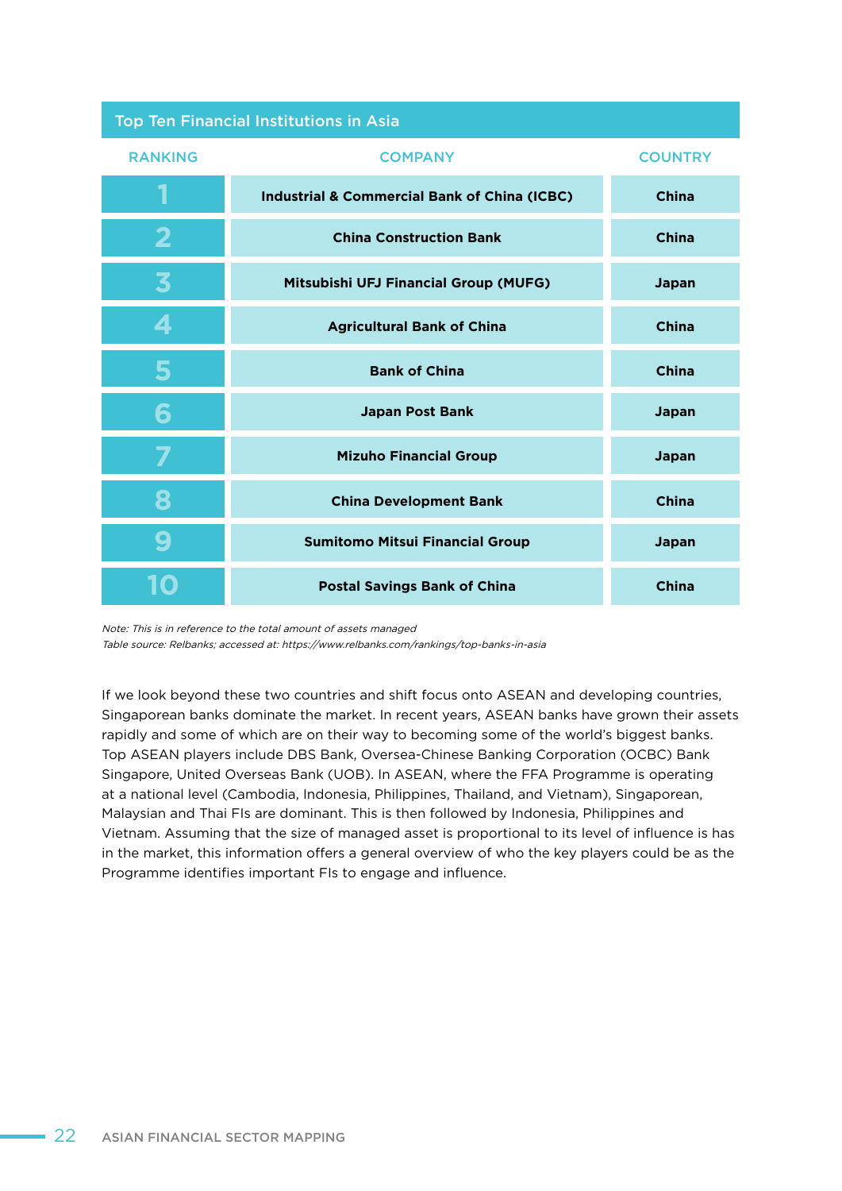**Top Ten Financial Institutions in Asia**

| RANKING | COMPANY | COUNTRY |
|---|---|---|
| 1 | Industrial & Commercial Bank of China (ICBC) | China |
| 2 | China Construction Bank | China |
| 3 | Mitsubishi UFJ Financial Group (MUFG) | Japan |
| 4 | Agricultural Bank of China | China |
| 5 | Bank of China | China |
| 6 | Japan Post Bank | Japan |
| 7 | Mizuho Financial Group | Japan |
| 8 | China Development Bank | China |
| 9 | Sumitomo Mitsui Financial Group | Japan |
| 10 | Postal Savings Bank of China | China |

*Note: This is in reference to the total amount of assets managed*
*Table source: Relbanks; accessed at: https://www.relbanks.com/rankings/top-banks-in-asia*

If we look beyond these two countries and shift focus onto ASEAN and developing countries, Singaporean banks dominate the market. In recent years, ASEAN banks have grown their assets rapidly and some of which are on their way to becoming some of the world's biggest banks. Top ASEAN players include DBS Bank, Oversea-Chinese Banking Corporation (OCBC) Bank Singapore, United Overseas Bank (UOB). In ASEAN, where the FFA Programme is operating at a national level (Cambodia, Indonesia, Philippines, Thailand, and Vietnam), Singaporean, Malaysian and Thai FIs are dominant. This is then followed by Indonesia, Philippines and Vietnam. Assuming that the size of managed asset is proportional to its level of influence is has in the market, this information offers a general overview of who the key players could be as the Programme identifies important FIs to engage and influence.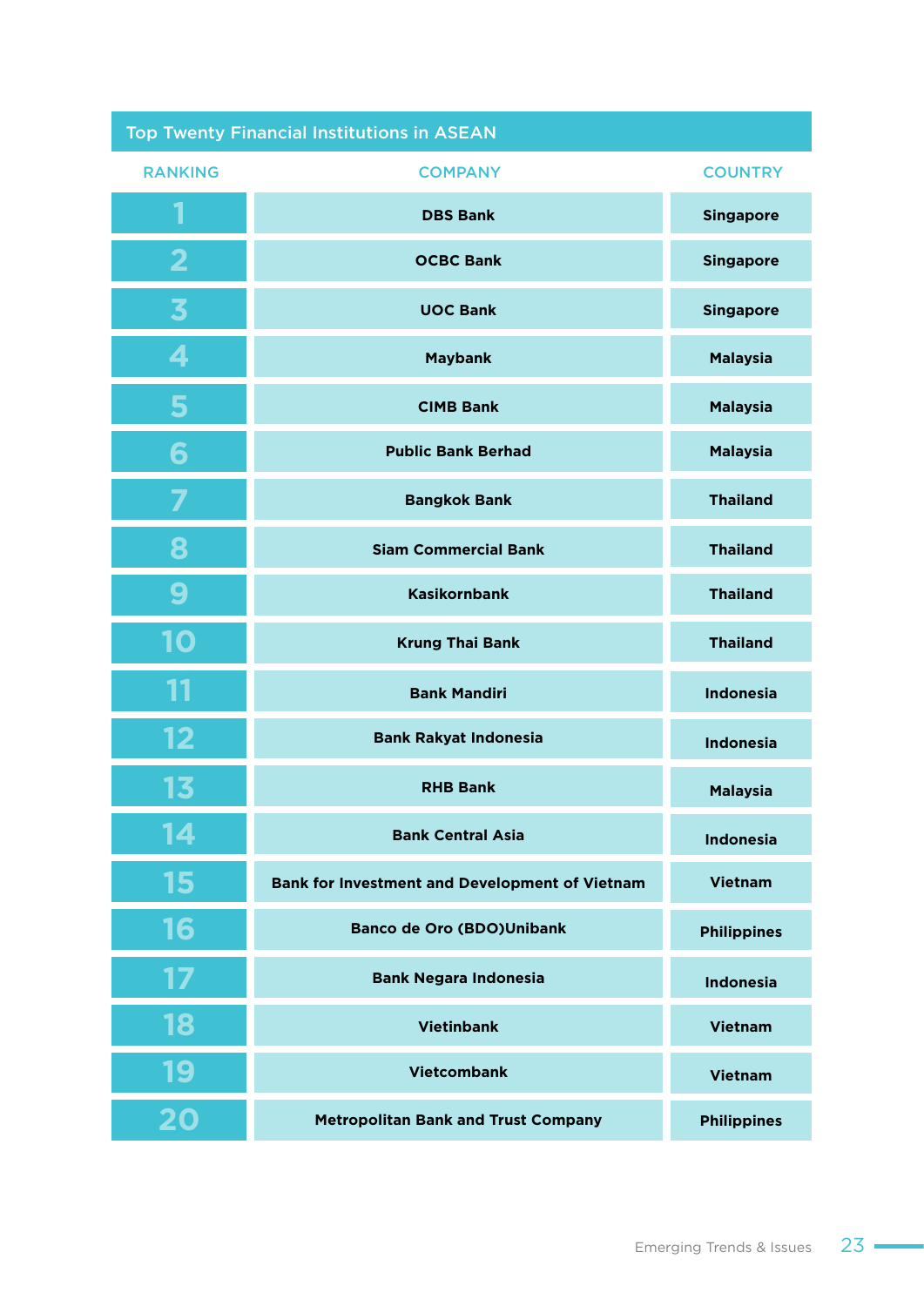## Top Twenty Financial Institutions in ASEAN

| RANKING | COMPANY | COUNTRY |
|---|---|---|
| 1 | DBS Bank | Singapore |
| 2 | OCBC Bank | Singapore |
| 3 | UOC Bank | Singapore |
| 4 | Maybank | Malaysia |
| 5 | CIMB Bank | Malaysia |
| 6 | Public Bank Berhad | Malaysia |
| 7 | Bangkok Bank | Thailand |
| 8 | Siam Commercial Bank | Thailand |
| 9 | Kasikornbank | Thailand |
| 10 | Krung Thai Bank | Thailand |
| 11 | Bank Mandiri | Indonesia |
| 12 | Bank Rakyat Indonesia | Indonesia |
| 13 | RHB Bank | Malaysia |
| 14 | Bank Central Asia | Indonesia |
| 15 | Bank for Investment and Development of Vietnam | Vietnam |
| 16 | Banco de Oro (BDO)Unibank | Philippines |
| 17 | Bank Negara Indonesia | Indonesia |
| 18 | Vietinbank | Vietnam |
| 19 | Vietcombank | Vietnam |
| 20 | Metropolitan Bank and Trust Company | Philippines |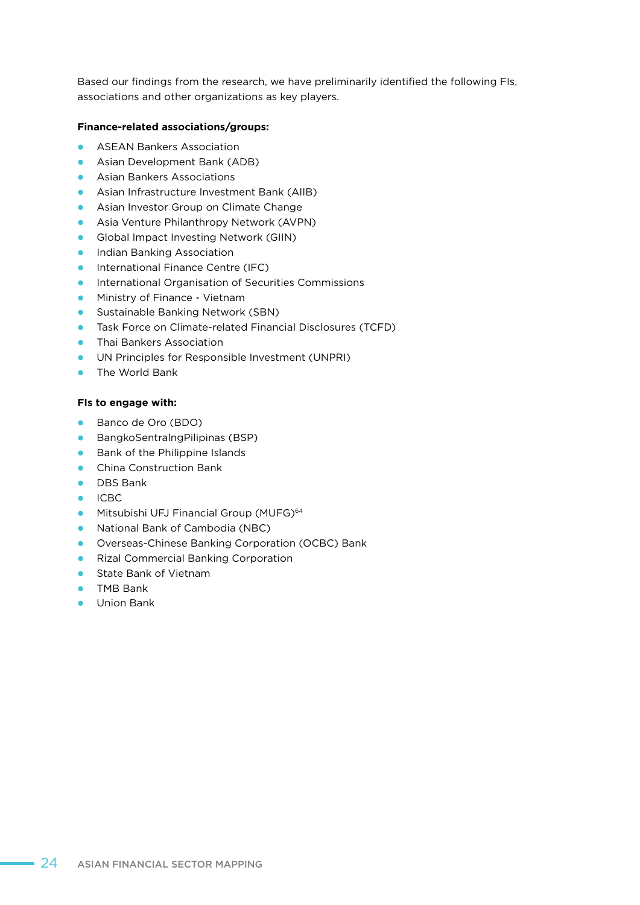Based our findings from the research, we have preliminarily identified the following FIs, associations and other organizations as key players.

**Finance-related associations/groups:**

- ASEAN Bankers Association
- Asian Development Bank (ADB)
- Asian Bankers Associations
- Asian Infrastructure Investment Bank (AIIB)
- Asian Investor Group on Climate Change
- Asia Venture Philanthropy Network (AVPN)
- Global Impact Investing Network (GIIN)
- Indian Banking Association
- International Finance Centre (IFC)
- International Organisation of Securities Commissions
- Ministry of Finance - Vietnam
- Sustainable Banking Network (SBN)
- Task Force on Climate-related Financial Disclosures (TCFD)
- Thai Bankers Association
- UN Principles for Responsible Investment (UNPRI)
- The World Bank

**FIs to engage with:**

- Banco de Oro (BDO)
- BangkoSentralngPilipinas (BSP)
- Bank of the Philippine Islands
- China Construction Bank
- DBS Bank
- ICBC
- Mitsubishi UFJ Financial Group (MUFG)[64]
- National Bank of Cambodia (NBC)
- Overseas-Chinese Banking Corporation (OCBC) Bank
- Rizal Commercial Banking Corporation
- State Bank of Vietnam
- TMB Bank
- Union Bank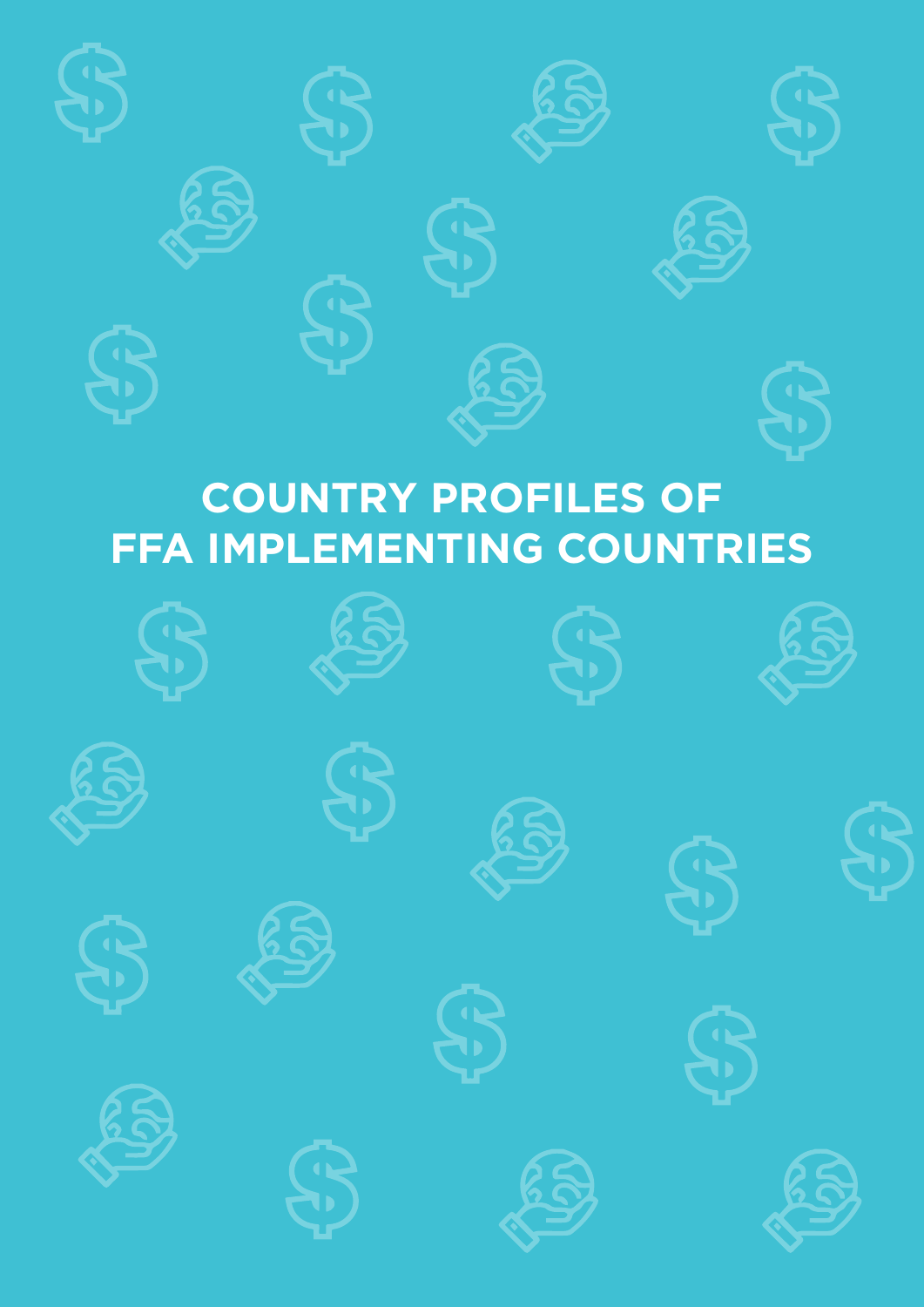# COUNTRY PROFILES OF FFA IMPLEMENTING COUNTRIES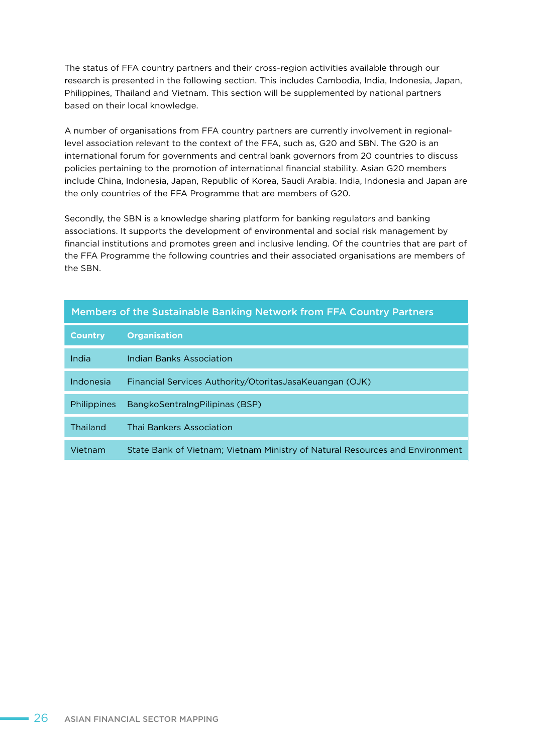The status of FFA country partners and their cross-region activities available through our research is presented in the following section. This includes Cambodia, India, Indonesia, Japan, Philippines, Thailand and Vietnam. This section will be supplemented by national partners based on their local knowledge.

A number of organisations from FFA country partners are currently involvement in regional-level association relevant to the context of the FFA, such as, G20 and SBN. The G20 is an international forum for governments and central bank governors from 20 countries to discuss policies pertaining to the promotion of international financial stability. Asian G20 members include China, Indonesia, Japan, Republic of Korea, Saudi Arabia. India, Indonesia and Japan are the only countries of the FFA Programme that are members of G20.

Secondly, the SBN is a knowledge sharing platform for banking regulators and banking associations. It supports the development of environmental and social risk management by financial institutions and promotes green and inclusive lending. Of the countries that are part of the FFA Programme the following countries and their associated organisations are members of the SBN.

**Members of the Sustainable Banking Network from FFA Country Partners**

| Country | Organisation |
|---|---|
| India | Indian Banks Association |
| Indonesia | Financial Services Authority/OtoritasJasaKeuangan (OJK) |
| Philippines | BangkoSentralngPilipinas (BSP) |
| Thailand | Thai Bankers Association |
| Vietnam | State Bank of Vietnam; Vietnam Ministry of Natural Resources and Environment |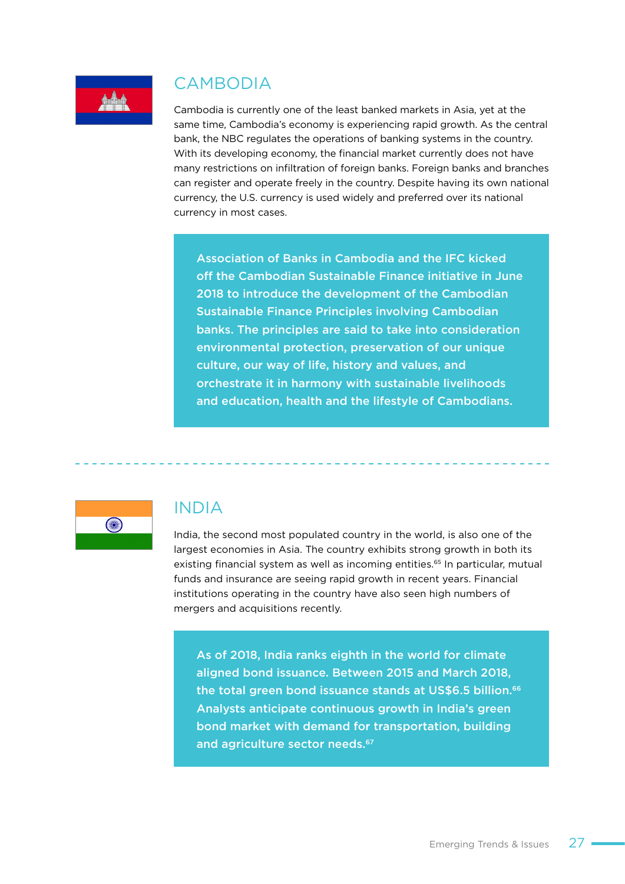## CAMBODIA

Cambodia is currently one of the least banked markets in Asia, yet at the same time, Cambodia's economy is experiencing rapid growth. As the central bank, the NBC regulates the operations of banking systems in the country. With its developing economy, the financial market currently does not have many restrictions on infiltration of foreign banks. Foreign banks and branches can register and operate freely in the country. Despite having its own national currency, the U.S. currency is used widely and preferred over its national currency in most cases.

**Association of Banks in Cambodia and the IFC kicked off the Cambodian Sustainable Finance initiative in June 2018 to introduce the development of the Cambodian Sustainable Finance Principles involving Cambodian banks. The principles are said to take into consideration environmental protection, preservation of our unique culture, our way of life, history and values, and orchestrate it in harmony with sustainable livelihoods and education, health and the lifestyle of Cambodians.**

---

## INDIA

India, the second most populated country in the world, is also one of the largest economies in Asia. The country exhibits strong growth in both its existing financial system as well as incoming entities.[65] In particular, mutual funds and insurance are seeing rapid growth in recent years. Financial institutions operating in the country have also seen high numbers of mergers and acquisitions recently.

**As of 2018, India ranks eighth in the world for climate aligned bond issuance. Between 2015 and March 2018, the total green bond issuance stands at US$6.5 billion.[66] Analysts anticipate continuous growth in India's green bond market with demand for transportation, building and agriculture sector needs.[67]**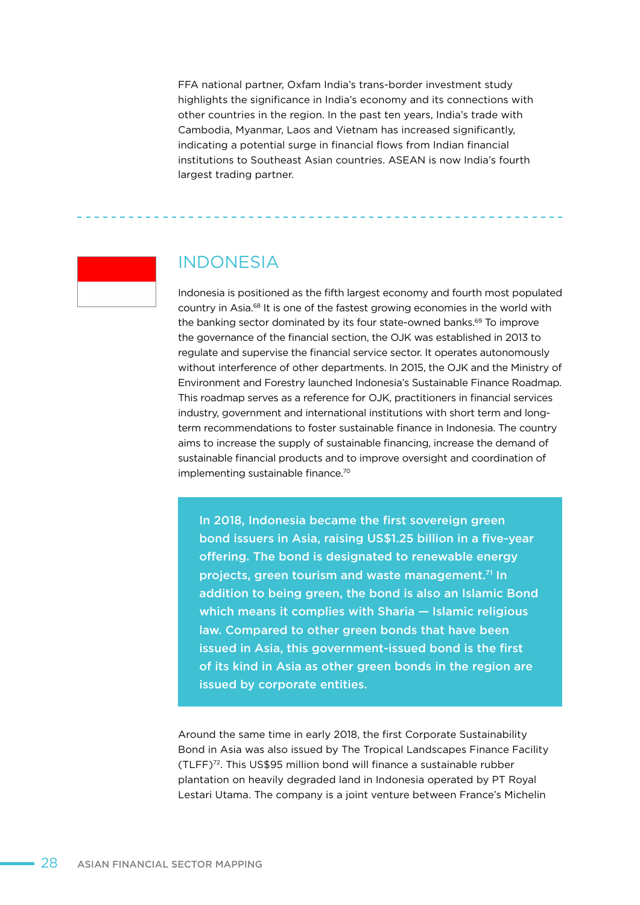FFA national partner, Oxfam India's trans-border investment study highlights the significance in India's economy and its connections with other countries in the region. In the past ten years, India's trade with Cambodia, Myanmar, Laos and Vietnam has increased significantly, indicating a potential surge in financial flows from Indian financial institutions to Southeast Asian countries. ASEAN is now India's fourth largest trading partner.

---

## INDONESIA

Indonesia is positioned as the fifth largest economy and fourth most populated country in Asia.[68] It is one of the fastest growing economies in the world with the banking sector dominated by its four state-owned banks.[69] To improve the governance of the financial section, the OJK was established in 2013 to regulate and supervise the financial service sector. It operates autonomously without interference of other departments. In 2015, the OJK and the Ministry of Environment and Forestry launched Indonesia's Sustainable Finance Roadmap. This roadmap serves as a reference for OJK, practitioners in financial services industry, government and international institutions with short term and long-term recommendations to foster sustainable finance in Indonesia. The country aims to increase the supply of sustainable financing, increase the demand of sustainable financial products and to improve oversight and coordination of implementing sustainable finance.[70]

> **In 2018, Indonesia became the first sovereign green bond issuers in Asia, raising US$1.25 billion in a five-year offering. The bond is designated to renewable energy projects, green tourism and waste management.[71] In addition to being green, the bond is also an Islamic Bond which means it complies with Sharia — Islamic religious law. Compared to other green bonds that have been issued in Asia, this government-issued bond is the first of its kind in Asia as other green bonds in the region are issued by corporate entities.**

Around the same time in early 2018, the first Corporate Sustainability Bond in Asia was also issued by The Tropical Landscapes Finance Facility (TLFF)[72]. This US$95 million bond will finance a sustainable rubber plantation on heavily degraded land in Indonesia operated by PT Royal Lestari Utama. The company is a joint venture between France's Michelin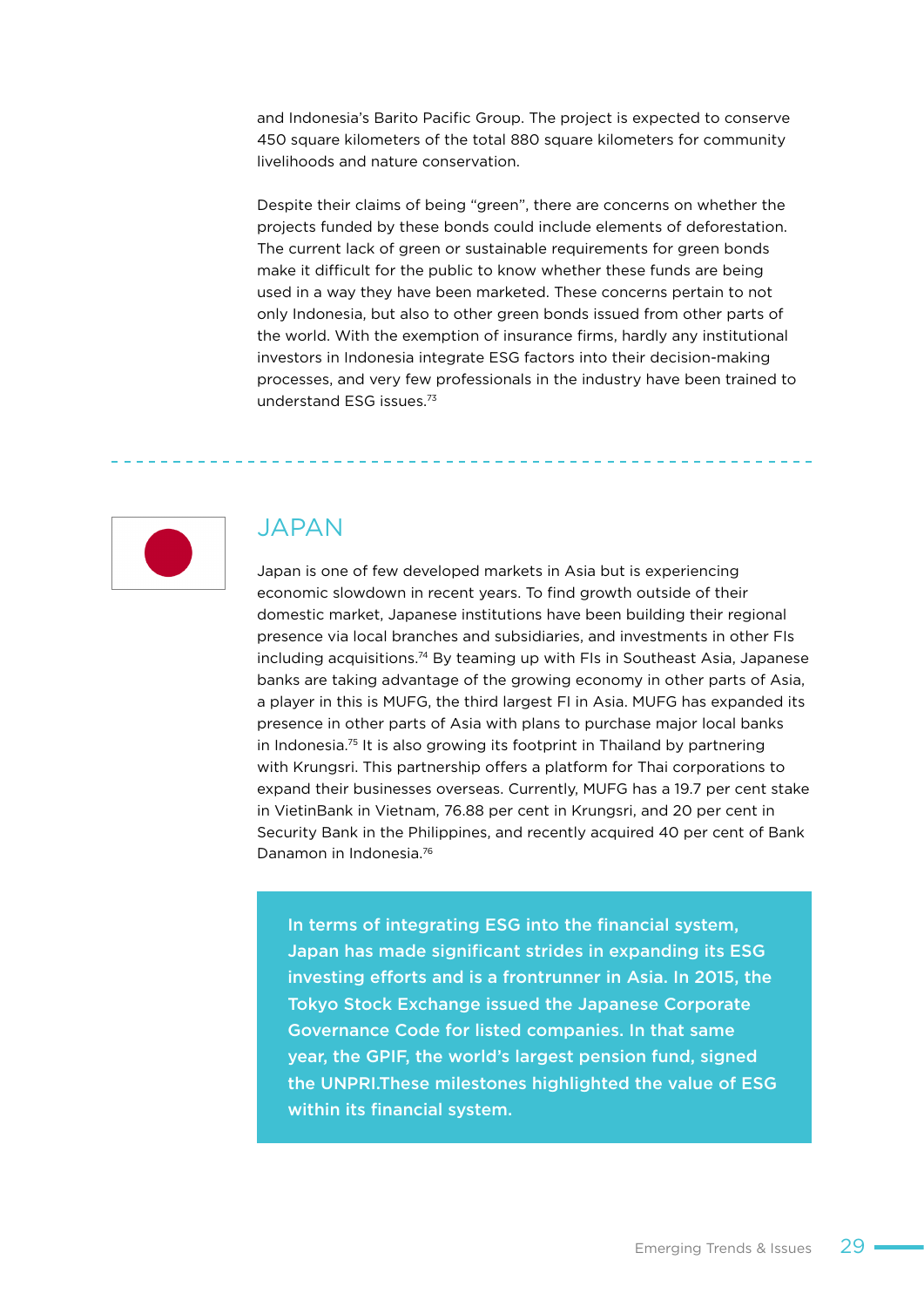and Indonesia's Barito Pacific Group. The project is expected to conserve 450 square kilometers of the total 880 square kilometers for community livelihoods and nature conservation.

Despite their claims of being "green", there are concerns on whether the projects funded by these bonds could include elements of deforestation. The current lack of green or sustainable requirements for green bonds make it difficult for the public to know whether these funds are being used in a way they have been marketed. These concerns pertain to not only Indonesia, but also to other green bonds issued from other parts of the world. With the exemption of insurance firms, hardly any institutional investors in Indonesia integrate ESG factors into their decision-making processes, and very few professionals in the industry have been trained to understand ESG issues.[73]

## JAPAN

Japan is one of few developed markets in Asia but is experiencing economic slowdown in recent years. To find growth outside of their domestic market, Japanese institutions have been building their regional presence via local branches and subsidiaries, and investments in other FIs including acquisitions.[74] By teaming up with FIs in Southeast Asia, Japanese banks are taking advantage of the growing economy in other parts of Asia, a player in this is MUFG, the third largest FI in Asia. MUFG has expanded its presence in other parts of Asia with plans to purchase major local banks in Indonesia.[75] It is also growing its footprint in Thailand by partnering with Krungsri. This partnership offers a platform for Thai corporations to expand their businesses overseas. Currently, MUFG has a 19.7 per cent stake in VietinBank in Vietnam, 76.88 per cent in Krungsri, and 20 per cent in Security Bank in the Philippines, and recently acquired 40 per cent of Bank Danamon in Indonesia.[76]

**In terms of integrating ESG into the financial system, Japan has made significant strides in expanding its ESG investing efforts and is a frontrunner in Asia. In 2015, the Tokyo Stock Exchange issued the Japanese Corporate Governance Code for listed companies. In that same year, the GPIF, the world's largest pension fund, signed the UNPRI.These milestones highlighted the value of ESG within its financial system.**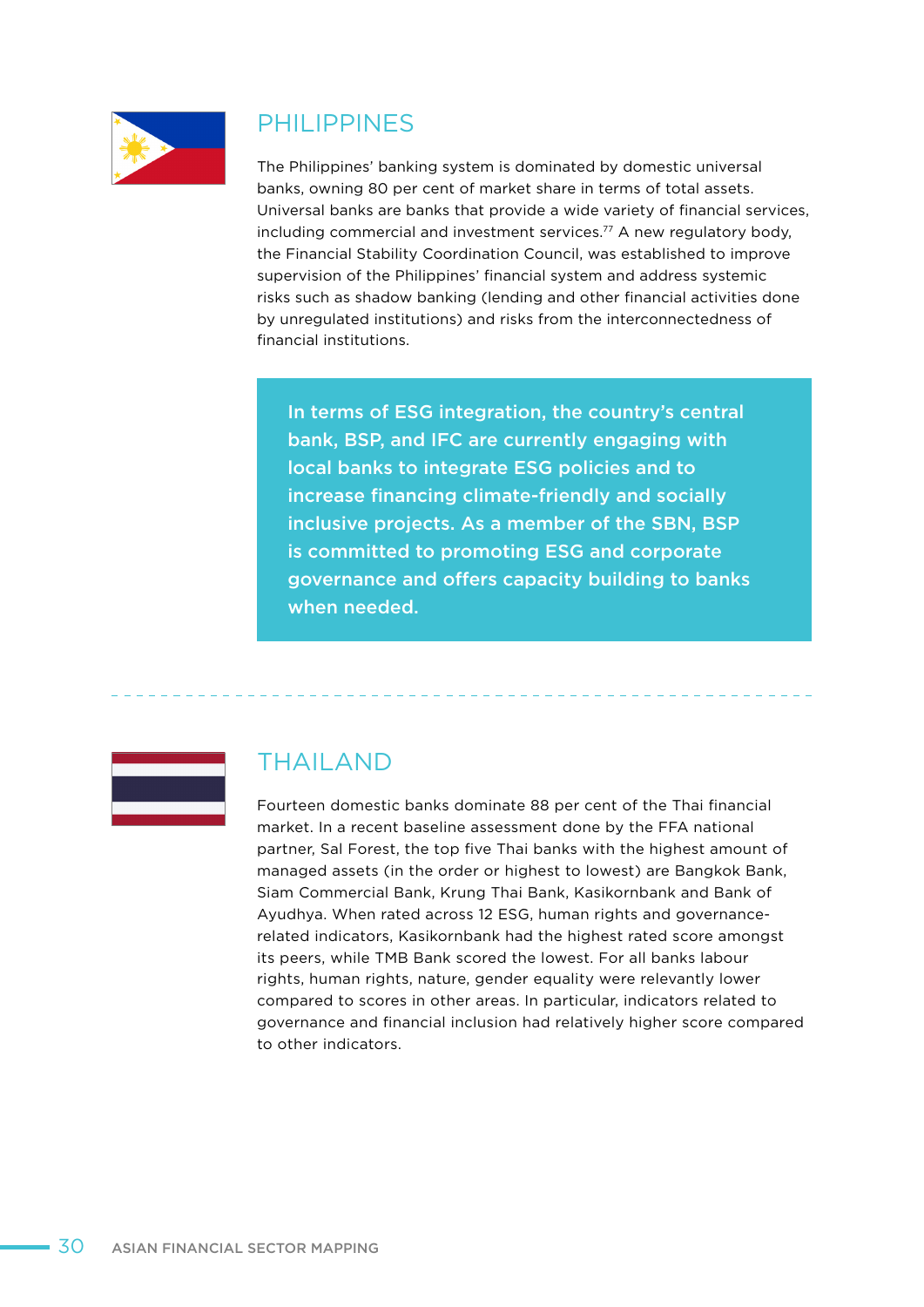## PHILIPPINES

The Philippines' banking system is dominated by domestic universal banks, owning 80 per cent of market share in terms of total assets. Universal banks are banks that provide a wide variety of financial services, including commercial and investment services.[77] A new regulatory body, the Financial Stability Coordination Council, was established to improve supervision of the Philippines' financial system and address systemic risks such as shadow banking (lending and other financial activities done by unregulated institutions) and risks from the interconnectedness of financial institutions.

**In terms of ESG integration, the country's central bank, BSP, and IFC are currently engaging with local banks to integrate ESG policies and to increase financing climate-friendly and socially inclusive projects. As a member of the SBN, BSP is committed to promoting ESG and corporate governance and offers capacity building to banks when needed.**

## THAILAND

Fourteen domestic banks dominate 88 per cent of the Thai financial market. In a recent baseline assessment done by the FFA national partner, Sal Forest, the top five Thai banks with the highest amount of managed assets (in the order or highest to lowest) are Bangkok Bank, Siam Commercial Bank, Krung Thai Bank, Kasikornbank and Bank of Ayudhya. When rated across 12 ESG, human rights and governance-related indicators, Kasikornbank had the highest rated score amongst its peers, while TMB Bank scored the lowest. For all banks labour rights, human rights, nature, gender equality were relevantly lower compared to scores in other areas. In particular, indicators related to governance and financial inclusion had relatively higher score compared to other indicators.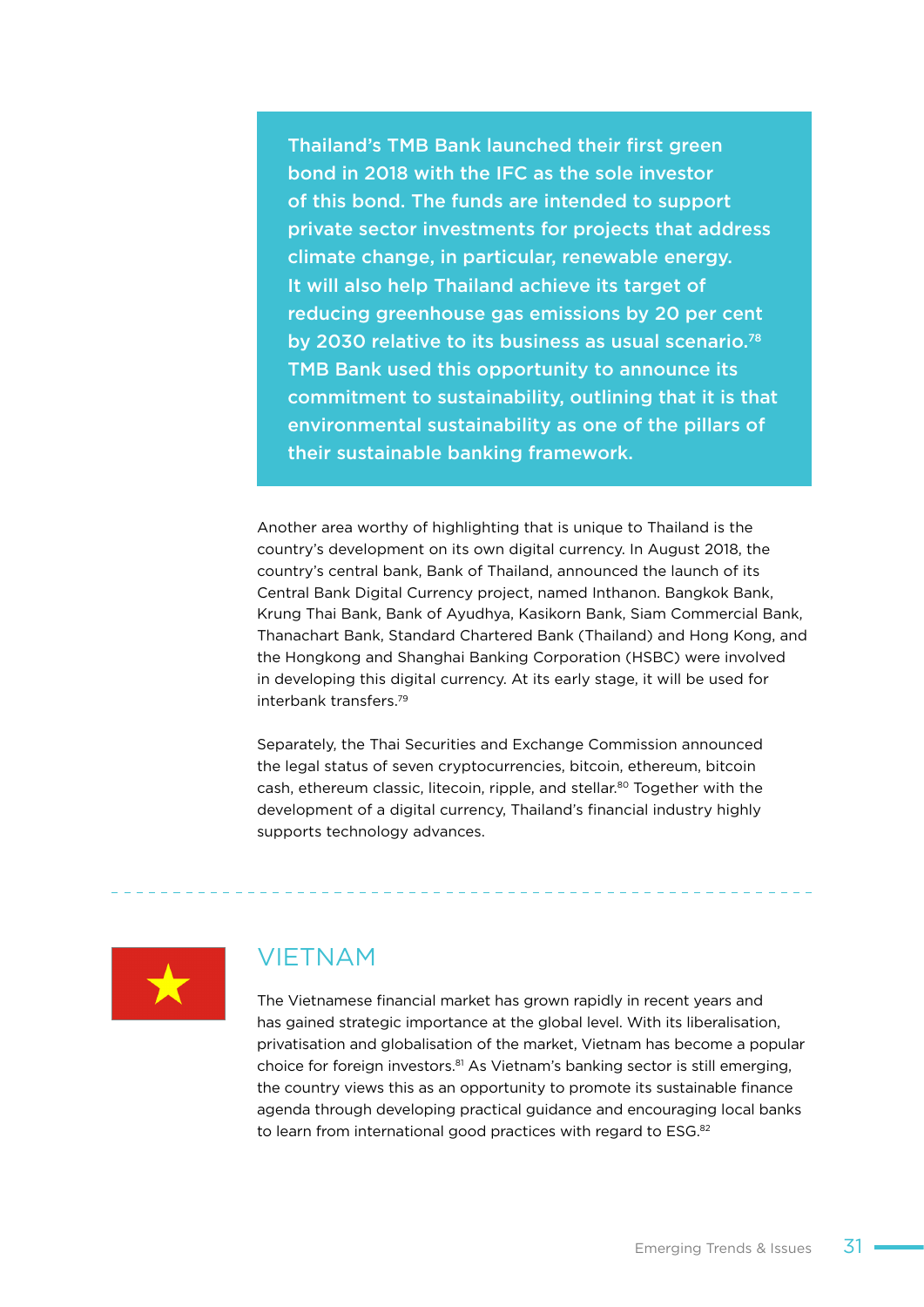> **Thailand's TMB Bank launched their first green bond in 2018 with the IFC as the sole investor of this bond. The funds are intended to support private sector investments for projects that address climate change, in particular, renewable energy. It will also help Thailand achieve its target of reducing greenhouse gas emissions by 20 per cent by 2030 relative to its business as usual scenario.[78] TMB Bank used this opportunity to announce its commitment to sustainability, outlining that it is that environmental sustainability as one of the pillars of their sustainable banking framework.**

Another area worthy of highlighting that is unique to Thailand is the country's development on its own digital currency. In August 2018, the country's central bank, Bank of Thailand, announced the launch of its Central Bank Digital Currency project, named Inthanon. Bangkok Bank, Krung Thai Bank, Bank of Ayudhya, Kasikorn Bank, Siam Commercial Bank, Thanachart Bank, Standard Chartered Bank (Thailand) and Hong Kong, and the Hongkong and Shanghai Banking Corporation (HSBC) were involved in developing this digital currency. At its early stage, it will be used for interbank transfers.[79]

Separately, the Thai Securities and Exchange Commission announced the legal status of seven cryptocurrencies, bitcoin, ethereum, bitcoin cash, ethereum classic, litecoin, ripple, and stellar.[80] Together with the development of a digital currency, Thailand's financial industry highly supports technology advances.

## VIETNAM

The Vietnamese financial market has grown rapidly in recent years and has gained strategic importance at the global level. With its liberalisation, privatisation and globalisation of the market, Vietnam has become a popular choice for foreign investors.[81] As Vietnam's banking sector is still emerging, the country views this as an opportunity to promote its sustainable finance agenda through developing practical guidance and encouraging local banks to learn from international good practices with regard to ESG.[82]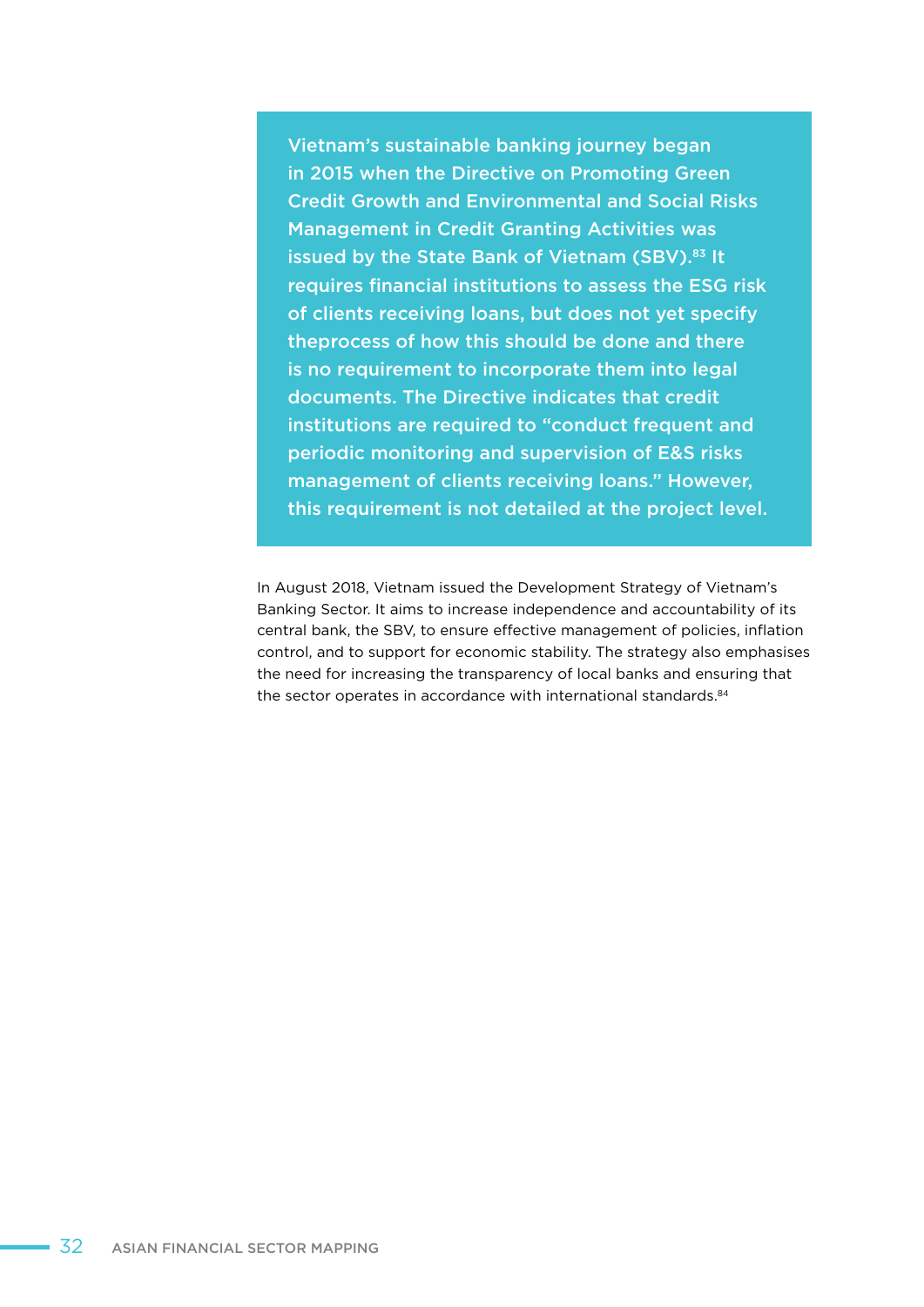**Vietnam's sustainable banking journey began in 2015 when the Directive on Promoting Green Credit Growth and Environmental and Social Risks Management in Credit Granting Activities was issued by the State Bank of Vietnam (SBV).[83] It requires financial institutions to assess the ESG risk of clients receiving loans, but does not yet specify theprocess of how this should be done and there is no requirement to incorporate them into legal documents. The Directive indicates that credit institutions are required to "conduct frequent and periodic monitoring and supervision of E&S risks management of clients receiving loans." However, this requirement is not detailed at the project level.**

In August 2018, Vietnam issued the Development Strategy of Vietnam's Banking Sector. It aims to increase independence and accountability of its central bank, the SBV, to ensure effective management of policies, inflation control, and to support for economic stability. The strategy also emphasises the need for increasing the transparency of local banks and ensuring that the sector operates in accordance with international standards.[84]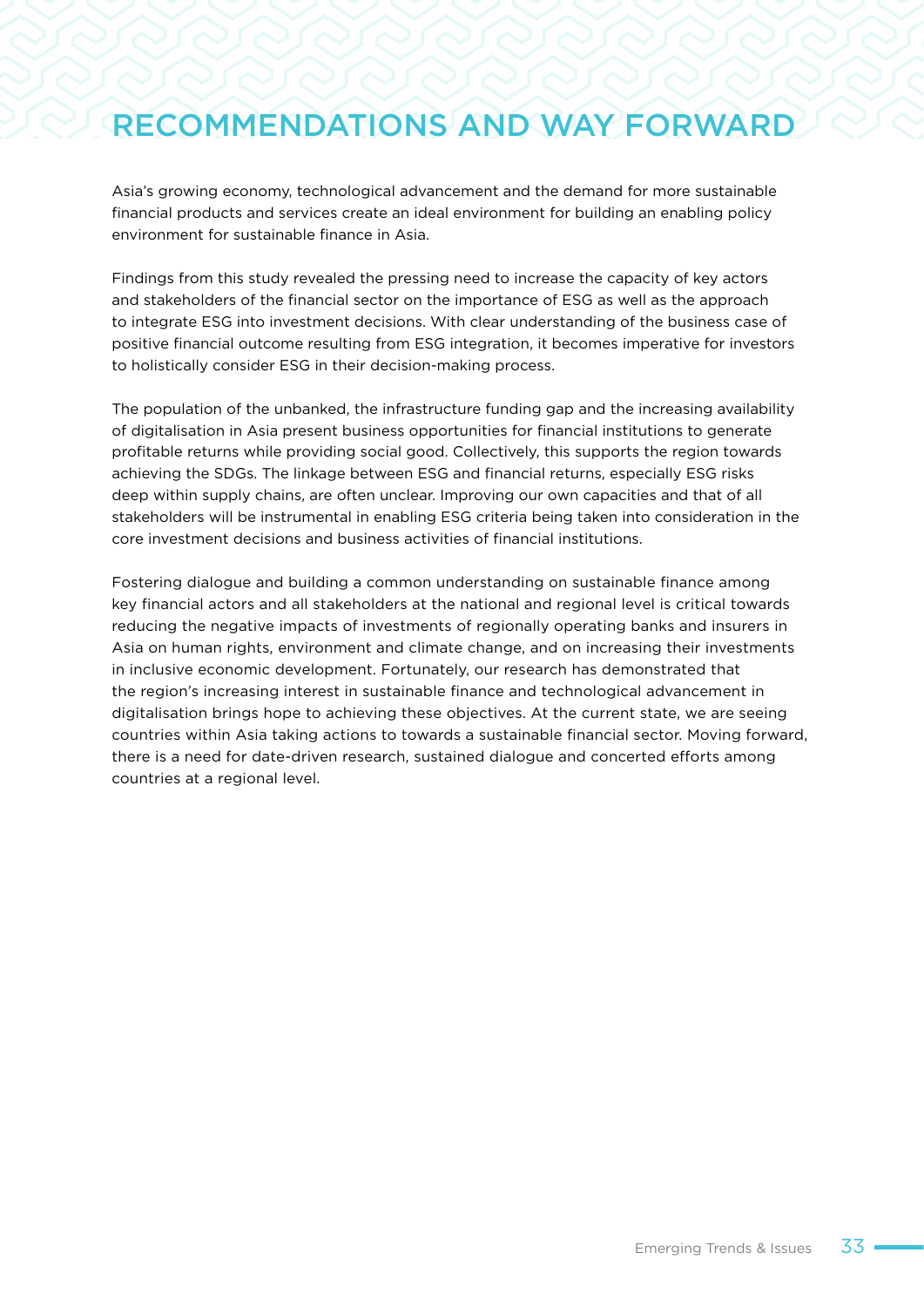# RECOMMENDATIONS AND WAY FORWARD

Asia's growing economy, technological advancement and the demand for more sustainable financial products and services create an ideal environment for building an enabling policy environment for sustainable finance in Asia.

Findings from this study revealed the pressing need to increase the capacity of key actors and stakeholders of the financial sector on the importance of ESG as well as the approach to integrate ESG into investment decisions. With clear understanding of the business case of positive financial outcome resulting from ESG integration, it becomes imperative for investors to holistically consider ESG in their decision-making process.

The population of the unbanked, the infrastructure funding gap and the increasing availability of digitalisation in Asia present business opportunities for financial institutions to generate profitable returns while providing social good. Collectively, this supports the region towards achieving the SDGs. The linkage between ESG and financial returns, especially ESG risks deep within supply chains, are often unclear. Improving our own capacities and that of all stakeholders will be instrumental in enabling ESG criteria being taken into consideration in the core investment decisions and business activities of financial institutions.

Fostering dialogue and building a common understanding on sustainable finance among key financial actors and all stakeholders at the national and regional level is critical towards reducing the negative impacts of investments of regionally operating banks and insurers in Asia on human rights, environment and climate change, and on increasing their investments in inclusive economic development. Fortunately, our research has demonstrated that the region's increasing interest in sustainable finance and technological advancement in digitalisation brings hope to achieving these objectives. At the current state, we are seeing countries within Asia taking actions to towards a sustainable financial sector. Moving forward, there is a need for date-driven research, sustained dialogue and concerted efforts among countries at a regional level.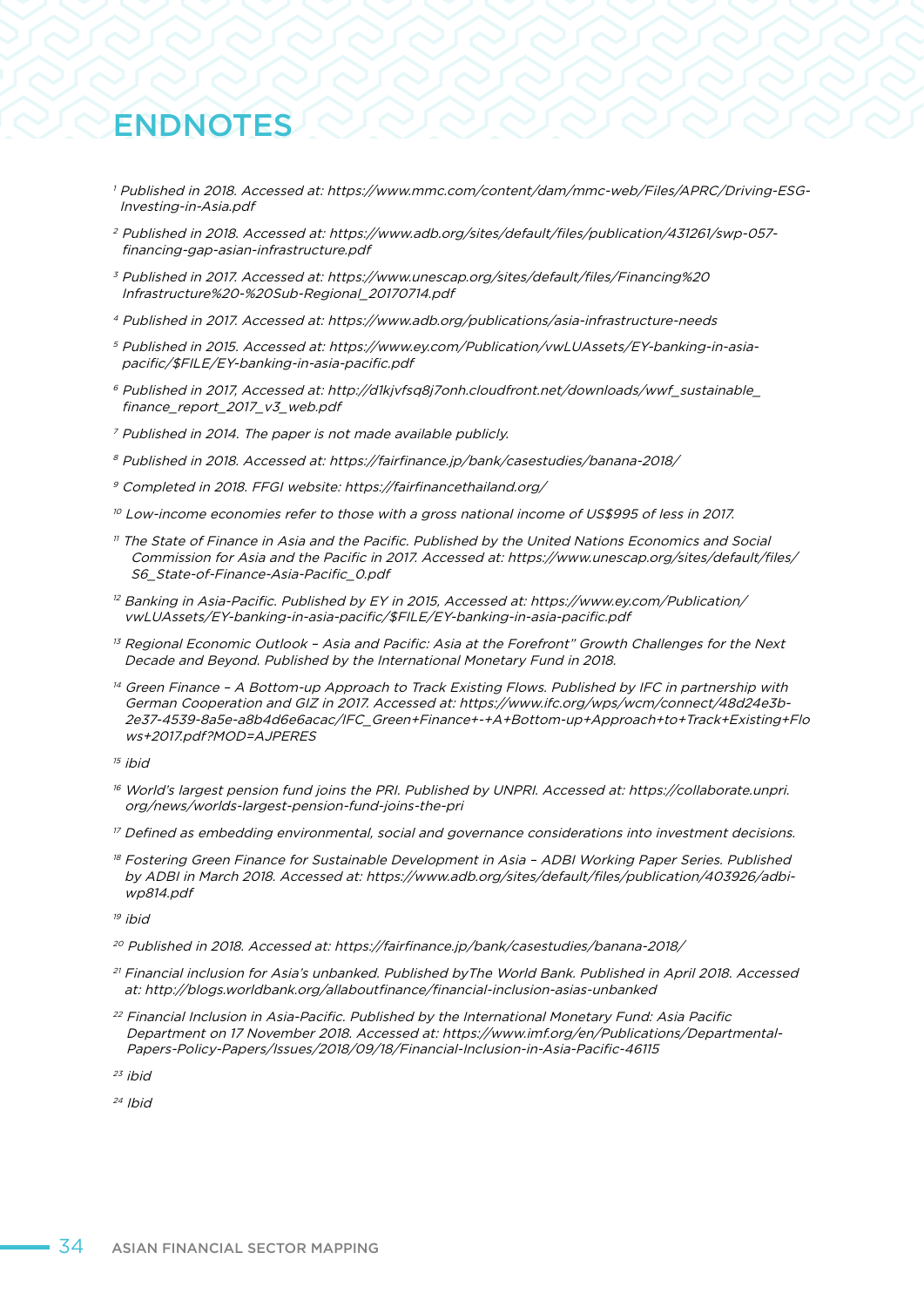# ENDNOTES

[1] *Published in 2018. Accessed at: https://www.mmc.com/content/dam/mmc-web/Files/APRC/Driving-ESG-Investing-in-Asia.pdf*

[2] *Published in 2018. Accessed at: https://www.adb.org/sites/default/files/publication/431261/swp-057-financing-gap-asian-infrastructure.pdf*

[3] *Published in 2017. Accessed at: https://www.unescap.org/sites/default/files/Financing%20 Infrastructure%20-%20Sub-Regional_20170714.pdf*

[4] *Published in 2017. Accessed at: https://www.adb.org/publications/asia-infrastructure-needs*

[5] *Published in 2015. Accessed at: https://www.ey.com/Publication/vwLUAssets/EY-banking-in-asia-pacific/$FILE/EY-banking-in-asia-pacific.pdf*

[6] *Published in 2017, Accessed at: http://d1kjvfsq8j7onh.cloudfront.net/downloads/wwf_sustainable_finance_report_2017_v3_web.pdf*

[7] *Published in 2014. The paper is not made available publicly.*

[8] *Published in 2018. Accessed at: https://fairfinance.jp/bank/casestudies/banana-2018/*

[9] *Completed in 2018. FFGI website: https://fairfinancethailand.org/*

[10] *Low-income economies refer to those with a gross national income of US$995 of less in 2017.*

[11] *The State of Finance in Asia and the Pacific. Published by the United Nations Economics and Social Commission for Asia and the Pacific in 2017. Accessed at: https://www.unescap.org/sites/default/files/S6_State-of-Finance-Asia-Pacific_0.pdf*

[12] *Banking in Asia-Pacific. Published by EY in 2015, Accessed at: https://www.ey.com/Publication/vwLUAssets/EY-banking-in-asia-pacific/$FILE/EY-banking-in-asia-pacific.pdf*

[13] *Regional Economic Outlook – Asia and Pacific: Asia at the Forefront" Growth Challenges for the Next Decade and Beyond. Published by the International Monetary Fund in 2018.*

[14] *Green Finance – A Bottom-up Approach to Track Existing Flows. Published by IFC in partnership with German Cooperation and GIZ in 2017. Accessed at: https://www.ifc.org/wps/wcm/connect/48d24e3b-2e37-4539-8a5e-a8b4d6e6acac/IFC_Green+Finance+-+A+Bottom-up+Approach+to+Track+Existing+Flows+2017.pdf?MOD=AJPERES*

[15] *ibid*

[16] *World's largest pension fund joins the PRI. Published by UNPRI. Accessed at: https://collaborate.unpri.org/news/worlds-largest-pension-fund-joins-the-pri*

[17] *Defined as embedding environmental, social and governance considerations into investment decisions.*

[18] *Fostering Green Finance for Sustainable Development in Asia – ADBI Working Paper Series. Published by ADBI in March 2018. Accessed at: https://www.adb.org/sites/default/files/publication/403926/adbi-wp814.pdf*

[19] *ibid*

[20] *Published in 2018. Accessed at: https://fairfinance.jp/bank/casestudies/banana-2018/*

[21] *Financial inclusion for Asia's unbanked. Published byThe World Bank. Published in April 2018. Accessed at: http://blogs.worldbank.org/allaboutfinance/financial-inclusion-asias-unbanked*

[22] *Financial Inclusion in Asia-Pacific. Published by the International Monetary Fund: Asia Pacific Department on 17 November 2018. Accessed at: https://www.imf.org/en/Publications/Departmental-Papers-Policy-Papers/Issues/2018/09/18/Financial-Inclusion-in-Asia-Pacific-46115*

[23] *ibid*

[24] *Ibid*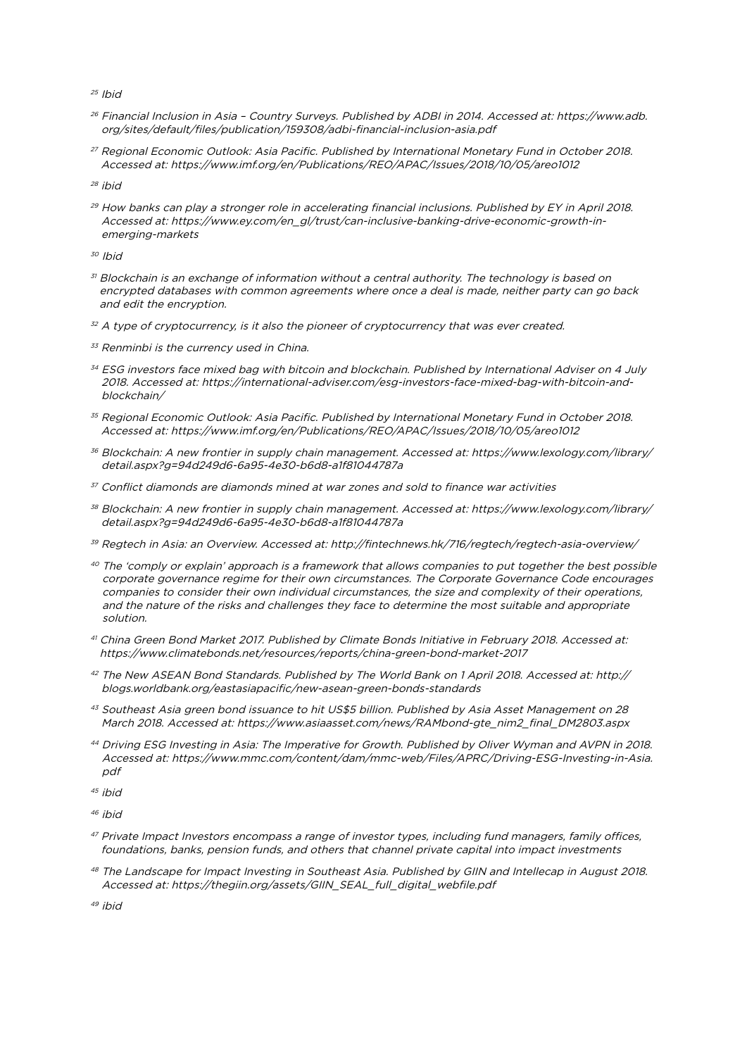[25] *Ibid*

[26] *Financial Inclusion in Asia – Country Surveys. Published by ADBI in 2014. Accessed at: https://www.adb.org/sites/default/files/publication/159308/adbi-financial-inclusion-asia.pdf*

[27] *Regional Economic Outlook: Asia Pacific. Published by International Monetary Fund in October 2018. Accessed at: https://www.imf.org/en/Publications/REO/APAC/Issues/2018/10/05/areo1012*

[28] *ibid*

[29] *How banks can play a stronger role in accelerating financial inclusions. Published by EY in April 2018. Accessed at: https://www.ey.com/en_gl/trust/can-inclusive-banking-drive-economic-growth-in-emerging-markets*

[30] *Ibid*

[31] *Blockchain is an exchange of information without a central authority. The technology is based on encrypted databases with common agreements where once a deal is made, neither party can go back and edit the encryption.*

[32] *A type of cryptocurrency, is it also the pioneer of cryptocurrency that was ever created.*

[33] *Renminbi is the currency used in China.*

[34] *ESG investors face mixed bag with bitcoin and blockchain. Published by International Adviser on 4 July 2018. Accessed at: https://international-adviser.com/esg-investors-face-mixed-bag-with-bitcoin-and-blockchain/*

[35] *Regional Economic Outlook: Asia Pacific. Published by International Monetary Fund in October 2018. Accessed at: https://www.imf.org/en/Publications/REO/APAC/Issues/2018/10/05/areo1012*

[36] *Blockchain: A new frontier in supply chain management. Accessed at: https://www.lexology.com/library/detail.aspx?g=94d249d6-6a95-4e30-b6d8-a1f81044787a*

[37] *Conflict diamonds are diamonds mined at war zones and sold to finance war activities*

[38] *Blockchain: A new frontier in supply chain management. Accessed at: https://www.lexology.com/library/detail.aspx?g=94d249d6-6a95-4e30-b6d8-a1f81044787a*

[39] *Regtech in Asia: an Overview. Accessed at: http://fintechnews.hk/716/regtech/regtech-asia-overview/*

[40] *The 'comply or explain' approach is a framework that allows companies to put together the best possible corporate governance regime for their own circumstances. The Corporate Governance Code encourages companies to consider their own individual circumstances, the size and complexity of their operations, and the nature of the risks and challenges they face to determine the most suitable and appropriate solution.*

[41] *China Green Bond Market 2017. Published by Climate Bonds Initiative in February 2018. Accessed at: https://www.climatebonds.net/resources/reports/china-green-bond-market-2017*

[42] *The New ASEAN Bond Standards. Published by The World Bank on 1 April 2018. Accessed at: http://blogs.worldbank.org/eastasiapacific/new-asean-green-bonds-standards*

[43] *Southeast Asia green bond issuance to hit US$5 billion. Published by Asia Asset Management on 28 March 2018. Accessed at: https://www.asiaasset.com/news/RAMbond-gte_nim2_final_DM2803.aspx*

[44] *Driving ESG Investing in Asia: The Imperative for Growth. Published by Oliver Wyman and AVPN in 2018. Accessed at: https://www.mmc.com/content/dam/mmc-web/Files/APRC/Driving-ESG-Investing-in-Asia.pdf*

[45] *ibid*

[46] *ibid*

[47] *Private Impact Investors encompass a range of investor types, including fund managers, family offices, foundations, banks, pension funds, and others that channel private capital into impact investments*

[48] *The Landscape for Impact Investing in Southeast Asia. Published by GIIN and Intellecap in August 2018. Accessed at: https://thegiin.org/assets/GIIN_SEAL_full_digital_webfile.pdf*

[49] *ibid*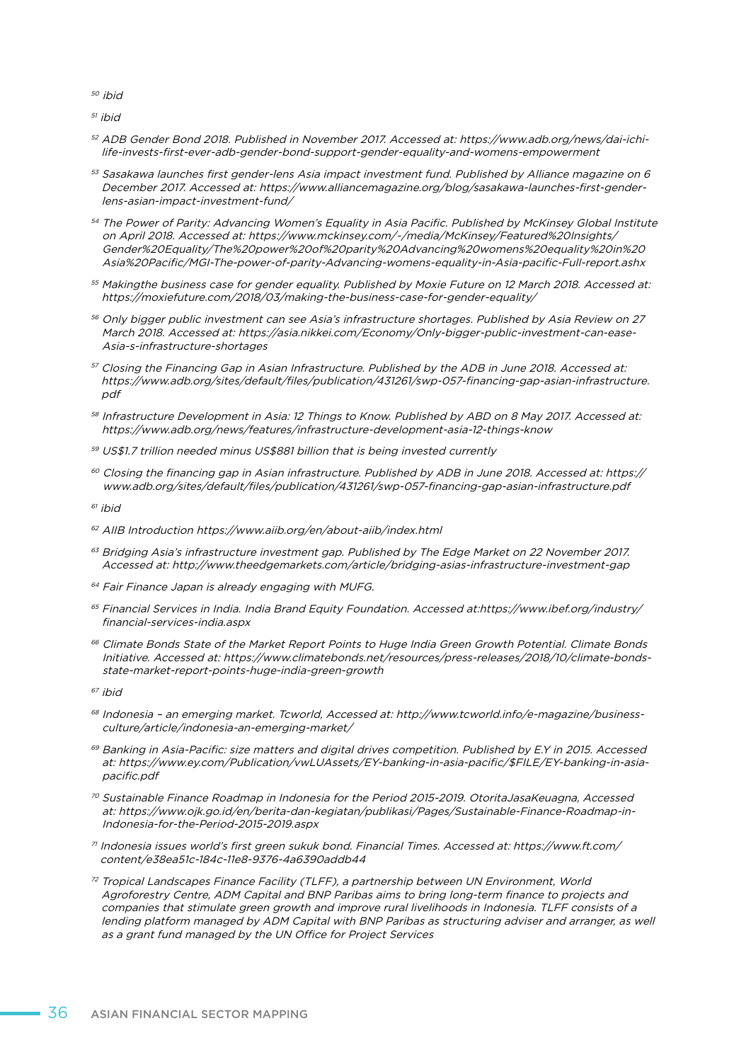[50] ibid

[51] ibid

[52] ADB Gender Bond 2018. Published in November 2017. Accessed at: https://www.adb.org/news/dai-ichi-life-invests-first-ever-adb-gender-bond-support-gender-equality-and-womens-empowerment

[53] Sasakawa launches first gender-lens Asia impact investment fund. Published by Alliance magazine on 6 December 2017. Accessed at: https://www.alliancemagazine.org/blog/sasakawa-launches-first-gender-lens-asian-impact-investment-fund/

[54] The Power of Parity: Advancing Women's Equality in Asia Pacific. Published by McKinsey Global Institute on April 2018. Accessed at: https://www.mckinsey.com/~/media/McKinsey/Featured%20Insights/Gender%20Equality/The%20power%20of%20parity%20Advancing%20womens%20equality%20in%20Asia%20Pacific/MGI-The-power-of-parity-Advancing-womens-equality-in-Asia-pacific-Full-report.ashx

[55] Makingthe business case for gender equality. Published by Moxie Future on 12 March 2018. Accessed at: https://moxiefuture.com/2018/03/making-the-business-case-for-gender-equality/

[56] Only bigger public investment can see Asia's infrastructure shortages. Published by Asia Review on 27 March 2018. Accessed at: https://asia.nikkei.com/Economy/Only-bigger-public-investment-can-ease-Asia-s-infrastructure-shortages

[57] Closing the Financing Gap in Asian Infrastructure. Published by the ADB in June 2018. Accessed at: https://www.adb.org/sites/default/files/publication/431261/swp-057-financing-gap-asian-infrastructure.pdf

[58] Infrastructure Development in Asia: 12 Things to Know. Published by ABD on 8 May 2017. Accessed at: https://www.adb.org/news/features/infrastructure-development-asia-12-things-know

[59] US$1.7 trillion needed minus US$881 billion that is being invested currently

[60] Closing the financing gap in Asian infrastructure. Published by ADB in June 2018. Accessed at: https://www.adb.org/sites/default/files/publication/431261/swp-057-financing-gap-asian-infrastructure.pdf

[61] ibid

[62] AIIB Introduction https://www.aiib.org/en/about-aiib/index.html

[63] Bridging Asia's infrastructure investment gap. Published by The Edge Market on 22 November 2017. Accessed at: http://www.theedgemarkets.com/article/bridging-asias-infrastructure-investment-gap

[64] Fair Finance Japan is already engaging with MUFG.

[65] Financial Services in India. India Brand Equity Foundation. Accessed at:https://www.ibef.org/industry/financial-services-india.aspx

[66] Climate Bonds State of the Market Report Points to Huge India Green Growth Potential. Climate Bonds Initiative. Accessed at: https://www.climatebonds.net/resources/press-releases/2018/10/climate-bonds-state-market-report-points-huge-india-green-growth

[67] ibid

[68] Indonesia – an emerging market. Tcworld, Accessed at: http://www.tcworld.info/e-magazine/business-culture/article/indonesia-an-emerging-market/

[69] Banking in Asia-Pacific: size matters and digital drives competition. Published by E.Y in 2015. Accessed at: https://www.ey.com/Publication/vwLUAssets/EY-banking-in-asia-pacific/$FILE/EY-banking-in-asia-pacific.pdf

[70] Sustainable Finance Roadmap in Indonesia for the Period 2015-2019. OtoritaJasaKeuagna, Accessed at: https://www.ojk.go.id/en/berita-dan-kegiatan/publikasi/Pages/Sustainable-Finance-Roadmap-in-Indonesia-for-the-Period-2015-2019.aspx

[71] Indonesia issues world's first green sukuk bond. Financial Times. Accessed at: https://www.ft.com/content/e38ea51c-184c-11e8-9376-4a6390addb44

[72] Tropical Landscapes Finance Facility (TLFF), a partnership between UN Environment, World Agroforestry Centre, ADM Capital and BNP Paribas aims to bring long-term finance to projects and companies that stimulate green growth and improve rural livelihoods in Indonesia. TLFF consists of a lending platform managed by ADM Capital with BNP Paribas as structuring adviser and arranger, as well as a grant fund managed by the UN Office for Project Services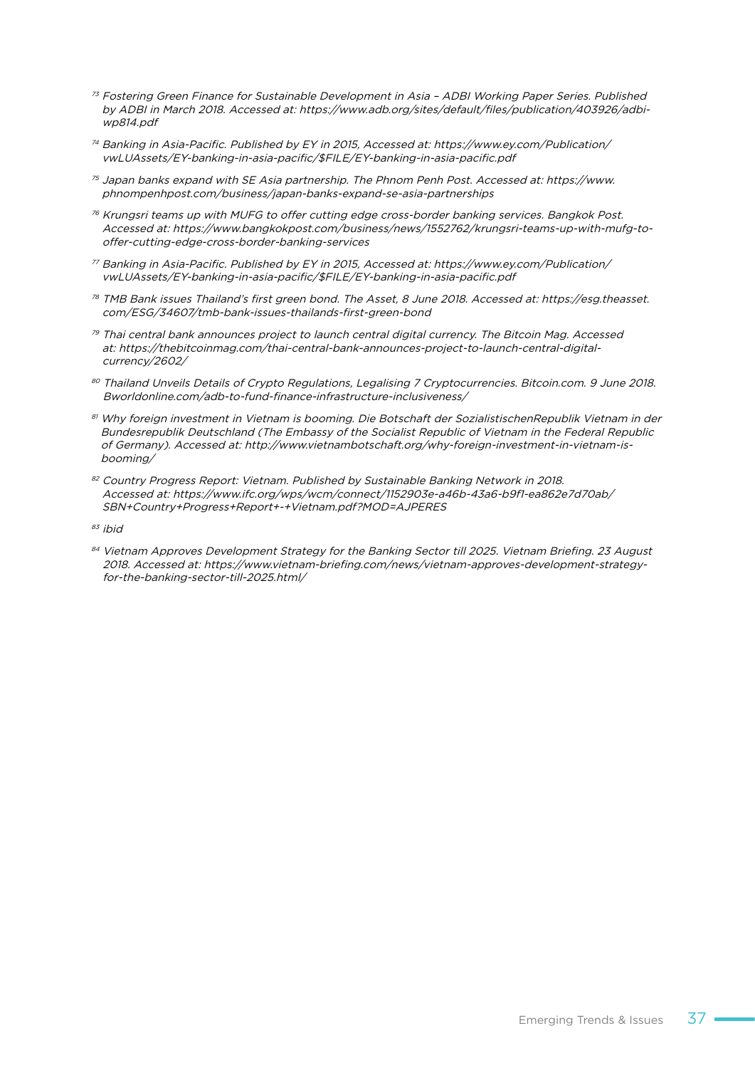[73] *Fostering Green Finance for Sustainable Development in Asia – ADBI Working Paper Series. Published by ADBI in March 2018. Accessed at: https://www.adb.org/sites/default/files/publication/403926/adbi-wp814.pdf*

[74] *Banking in Asia-Pacific. Published by EY in 2015, Accessed at: https://www.ey.com/Publication/vwLUAssets/EY-banking-in-asia-pacific/$FILE/EY-banking-in-asia-pacific.pdf*

[75] *Japan banks expand with SE Asia partnership. The Phnom Penh Post. Accessed at: https://www.phnompenhpost.com/business/japan-banks-expand-se-asia-partnerships*

[76] *Krungsri teams up with MUFG to offer cutting edge cross-border banking services. Bangkok Post. Accessed at: https://www.bangkokpost.com/business/news/1552762/krungsri-teams-up-with-mufg-to-offer-cutting-edge-cross-border-banking-services*

[77] *Banking in Asia-Pacific. Published by EY in 2015, Accessed at: https://www.ey.com/Publication/vwLUAssets/EY-banking-in-asia-pacific/$FILE/EY-banking-in-asia-pacific.pdf*

[78] *TMB Bank issues Thailand's first green bond. The Asset, 8 June 2018. Accessed at: https://esg.theasset.com/ESG/34607/tmb-bank-issues-thailands-first-green-bond*

[79] *Thai central bank announces project to launch central digital currency. The Bitcoin Mag. Accessed at: https://thebitcoinmag.com/thai-central-bank-announces-project-to-launch-central-digital-currency/2602/*

[80] *Thailand Unveils Details of Crypto Regulations, Legalising 7 Cryptocurrencies. Bitcoin.com. 9 June 2018. Bworldonline.com/adb-to-fund-finance-infrastructure-inclusiveness/*

[81] *Why foreign investment in Vietnam is booming. Die Botschaft der SozialistischenRepublik Vietnam in der Bundesrepublik Deutschland (The Embassy of the Socialist Republic of Vietnam in the Federal Republic of Germany). Accessed at: http://www.vietnambotschaft.org/why-foreign-investment-in-vietnam-is-booming/*

[82] *Country Progress Report: Vietnam. Published by Sustainable Banking Network in 2018. Accessed at: https://www.ifc.org/wps/wcm/connect/1152903e-a46b-43a6-b9f1-ea862e7d70ab/SBN+Country+Progress+Report+-+Vietnam.pdf?MOD=AJPERES*

[83] *ibid*

[84] *Vietnam Approves Development Strategy for the Banking Sector till 2025. Vietnam Briefing. 23 August 2018. Accessed at: https://www.vietnam-briefing.com/news/vietnam-approves-development-strategy-for-the-banking-sector-till-2025.html/*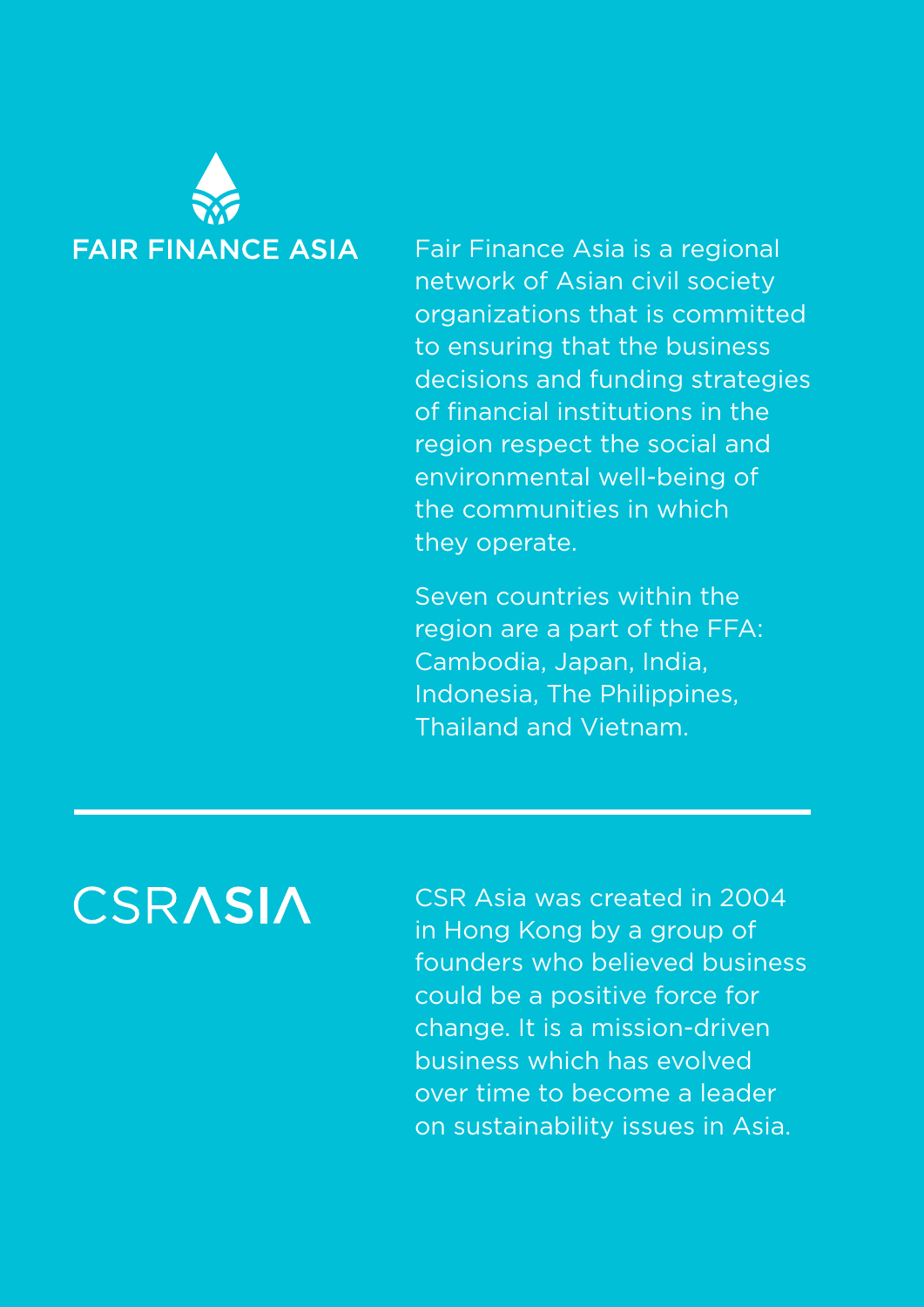FAIR FINANCE ASIA

Fair Finance Asia is a regional network of Asian civil society organizations that is committed to ensuring that the business decisions and funding strategies of financial institutions in the region respect the social and environmental well-being of the communities in which they operate.

Seven countries within the region are a part of the FFA: Cambodia, Japan, India, Indonesia, The Philippines, Thailand and Vietnam.

---

CSRASIA

CSR Asia was created in 2004 in Hong Kong by a group of founders who believed business could be a positive force for change. It is a mission-driven business which has evolved over time to become a leader on sustainability issues in Asia.